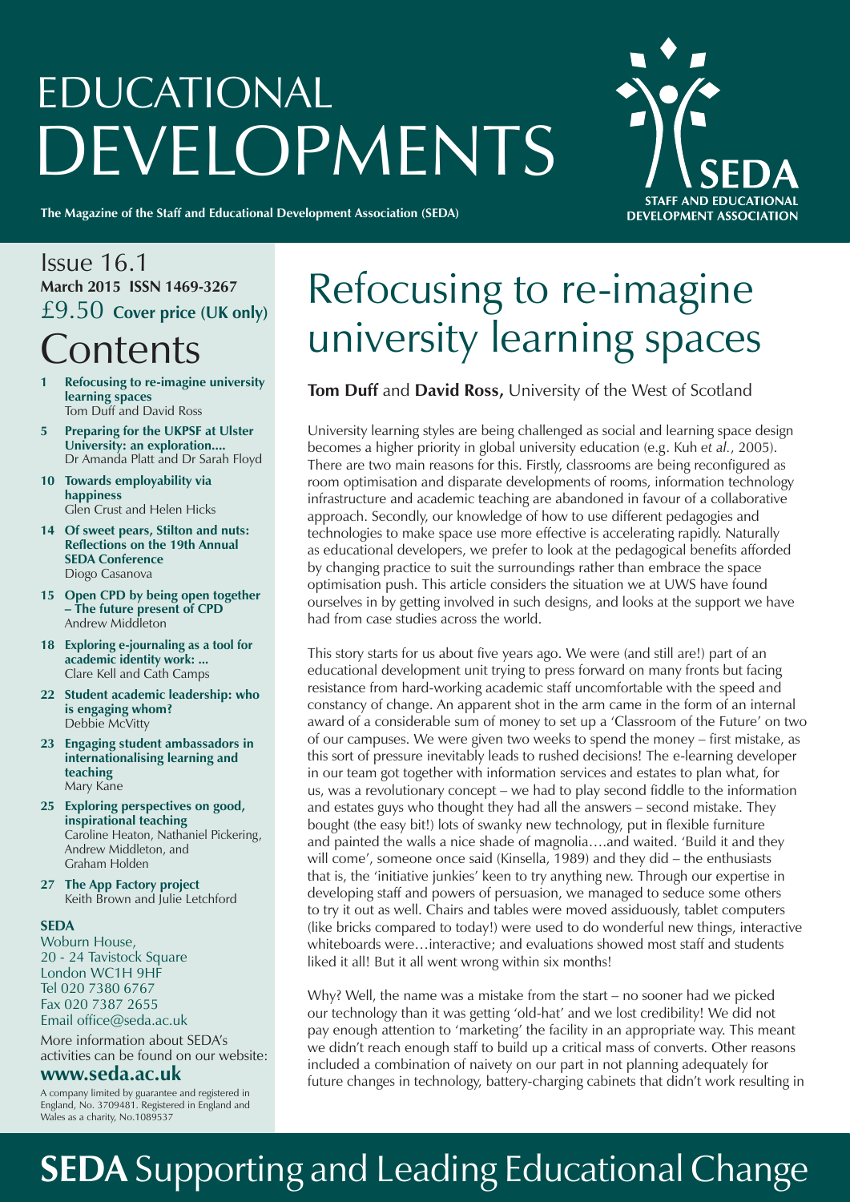# EDUCATIONAL DEVELOPMENTS

**The Magazine of the Staff and Educational Development Association (SEDA)**

SEDA STAFF AND EDUCATIONAL DEVELOPMENT ASSOCIATION

Issue 16.1
**March 2015 ISSN 1469-3267**
£9.50 **Cover price (UK only)**

## Contents

- **1 Refocusing to re-imagine university learning spaces**
  Tom Duff and David Ross
- **5 Preparing for the UKPSF at Ulster University: an exploration....**
  Dr Amanda Platt and Dr Sarah Floyd
- **10 Towards employability via happiness**
  Glen Crust and Helen Hicks
- **14 Of sweet pears, Stilton and nuts: Reflections on the 19th Annual SEDA Conference**
  Diogo Casanova
- **15 Open CPD by being open together – The future present of CPD**
  Andrew Middleton
- **18 Exploring e-journaling as a tool for academic identity work: ...**
  Clare Kell and Cath Camps
- **22 Student academic leadership: who is engaging whom?**
  Debbie McVitty
- **23 Engaging student ambassadors in internationalising learning and teaching**
  Mary Kane
- **25 Exploring perspectives on good, inspirational teaching**
  Caroline Heaton, Nathaniel Pickering, Andrew Middleton, and Graham Holden
- **27 The App Factory project**
  Keith Brown and Julie Letchford

**SEDA**
Woburn House,
20 - 24 Tavistock Square
London WC1H 9HF
Tel 020 7380 6767
Fax 020 7387 2655
Email office@seda.ac.uk

More information about SEDA's activities can be found on our website:
**www.seda.ac.uk**

A company limited by guarantee and registered in England, No. 3709481. Registered in England and Wales as a charity, No.1089537

# Refocusing to re-imagine university learning spaces

**Tom Duff** and **David Ross,** University of the West of Scotland

University learning styles are being challenged as social and learning space design becomes a higher priority in global university education (e.g. Kuh *et al.*, 2005). There are two main reasons for this. Firstly, classrooms are being reconfigured as room optimisation and disparate developments of rooms, information technology infrastructure and academic teaching are abandoned in favour of a collaborative approach. Secondly, our knowledge of how to use different pedagogies and technologies to make space use more effective is accelerating rapidly. Naturally as educational developers, we prefer to look at the pedagogical benefits afforded by changing practice to suit the surroundings rather than embrace the space optimisation push. This article considers the situation we at UWS have found ourselves in by getting involved in such designs, and looks at the support we have had from case studies across the world.

This story starts for us about five years ago. We were (and still are!) part of an educational development unit trying to press forward on many fronts but facing resistance from hard-working academic staff uncomfortable with the speed and constancy of change. An apparent shot in the arm came in the form of an internal award of a considerable sum of money to set up a 'Classroom of the Future' on two of our campuses. We were given two weeks to spend the money – first mistake, as this sort of pressure inevitably leads to rushed decisions! The e-learning developer in our team got together with information services and estates to plan what, for us, was a revolutionary concept – we had to play second fiddle to the information and estates guys who thought they had all the answers – second mistake. They bought (the easy bit!) lots of swanky new technology, put in flexible furniture and painted the walls a nice shade of magnolia….and waited. 'Build it and they will come', someone once said (Kinsella, 1989) and they did – the enthusiasts that is, the 'initiative junkies' keen to try anything new. Through our expertise in developing staff and powers of persuasion, we managed to seduce some others to try it out as well. Chairs and tables were moved assiduously, tablet computers (like bricks compared to today!) were used to do wonderful new things, interactive whiteboards were…interactive; and evaluations showed most staff and students liked it all! But it all went wrong within six months!

Why? Well, the name was a mistake from the start – no sooner had we picked our technology than it was getting 'old-hat' and we lost credibility! We did not pay enough attention to 'marketing' the facility in an appropriate way. This meant we didn't reach enough staff to build up a critical mass of converts. Other reasons included a combination of naivety on our part in not planning adequately for future changes in technology, battery-charging cabinets that didn't work resulting in

**SEDA** Supporting and Leading Educational Change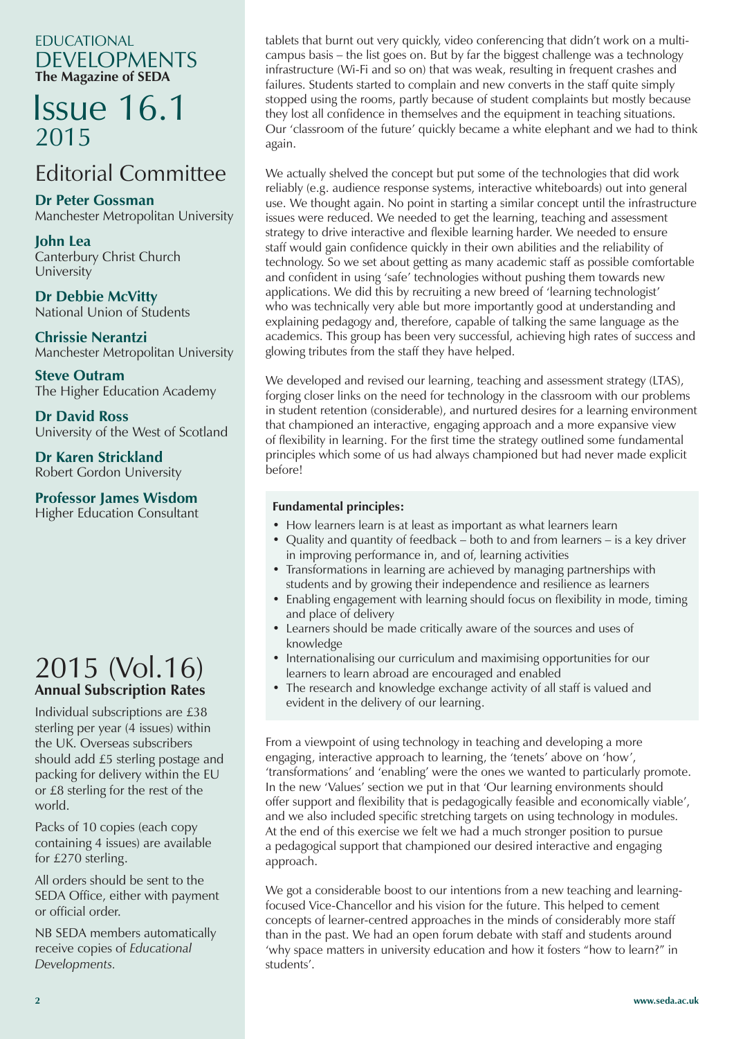# EDUCATIONAL DEVELOPMENTS

**The Magazine of SEDA**

# Issue 16.1 2015

## Editorial Committee

**Dr Peter Gossman**
Manchester Metropolitan University

**John Lea**
Canterbury Christ Church University

**Dr Debbie McVitty**
National Union of Students

**Chrissie Nerantzi**
Manchester Metropolitan University

**Steve Outram**
The Higher Education Academy

**Dr David Ross**
University of the West of Scotland

**Dr Karen Strickland**
Robert Gordon University

**Professor James Wisdom**
Higher Education Consultant

## 2015 (Vol.16)

**Annual Subscription Rates**

Individual subscriptions are £38 sterling per year (4 issues) within the UK. Overseas subscribers should add £5 sterling postage and packing for delivery within the EU or £8 sterling for the rest of the world.

Packs of 10 copies (each copy containing 4 issues) are available for £270 sterling.

All orders should be sent to the SEDA Office, either with payment or official order.

NB SEDA members automatically receive copies of *Educational Developments.*

---

tablets that burnt out very quickly, video conferencing that didn't work on a multi-campus basis – the list goes on. But by far the biggest challenge was a technology infrastructure (Wi-Fi and so on) that was weak, resulting in frequent crashes and failures. Students started to complain and new converts in the staff quite simply stopped using the rooms, partly because of student complaints but mostly because they lost all confidence in themselves and the equipment in teaching situations. Our 'classroom of the future' quickly became a white elephant and we had to think again.

We actually shelved the concept but put some of the technologies that did work reliably (e.g. audience response systems, interactive whiteboards) out into general use. We thought again. No point in starting a similar concept until the infrastructure issues were reduced. We needed to get the learning, teaching and assessment strategy to drive interactive and flexible learning harder. We needed to ensure staff would gain confidence quickly in their own abilities and the reliability of technology. So we set about getting as many academic staff as possible comfortable and confident in using 'safe' technologies without pushing them towards new applications. We did this by recruiting a new breed of 'learning technologist' who was technically very able but more importantly good at understanding and explaining pedagogy and, therefore, capable of talking the same language as the academics. This group has been very successful, achieving high rates of success and glowing tributes from the staff they have helped.

We developed and revised our learning, teaching and assessment strategy (LTAS), forging closer links on the need for technology in the classroom with our problems in student retention (considerable), and nurtured desires for a learning environment that championed an interactive, engaging approach and a more expansive view of flexibility in learning. For the first time the strategy outlined some fundamental principles which some of us had always championed but had never made explicit before!

**Fundamental principles:**

- How learners learn is at least as important as what learners learn
- Quality and quantity of feedback – both to and from learners – is a key driver in improving performance in, and of, learning activities
- Transformations in learning are achieved by managing partnerships with students and by growing their independence and resilience as learners
- Enabling engagement with learning should focus on flexibility in mode, timing and place of delivery
- Learners should be made critically aware of the sources and uses of knowledge
- Internationalising our curriculum and maximising opportunities for our learners to learn abroad are encouraged and enabled
- The research and knowledge exchange activity of all staff is valued and evident in the delivery of our learning.

From a viewpoint of using technology in teaching and developing a more engaging, interactive approach to learning, the 'tenets' above on 'how', 'transformations' and 'enabling' were the ones we wanted to particularly promote. In the new 'Values' section we put in that 'Our learning environments should offer support and flexibility that is pedagogically feasible and economically viable', and we also included specific stretching targets on using technology in modules. At the end of this exercise we felt we had a much stronger position to pursue a pedagogical support that championed our desired interactive and engaging approach.

We got a considerable boost to our intentions from a new teaching and learning-focused Vice-Chancellor and his vision for the future. This helped to cement concepts of learner-centred approaches in the minds of considerably more staff than in the past. We had an open forum debate with staff and students around 'why space matters in university education and how it fosters "how to learn?" in students'.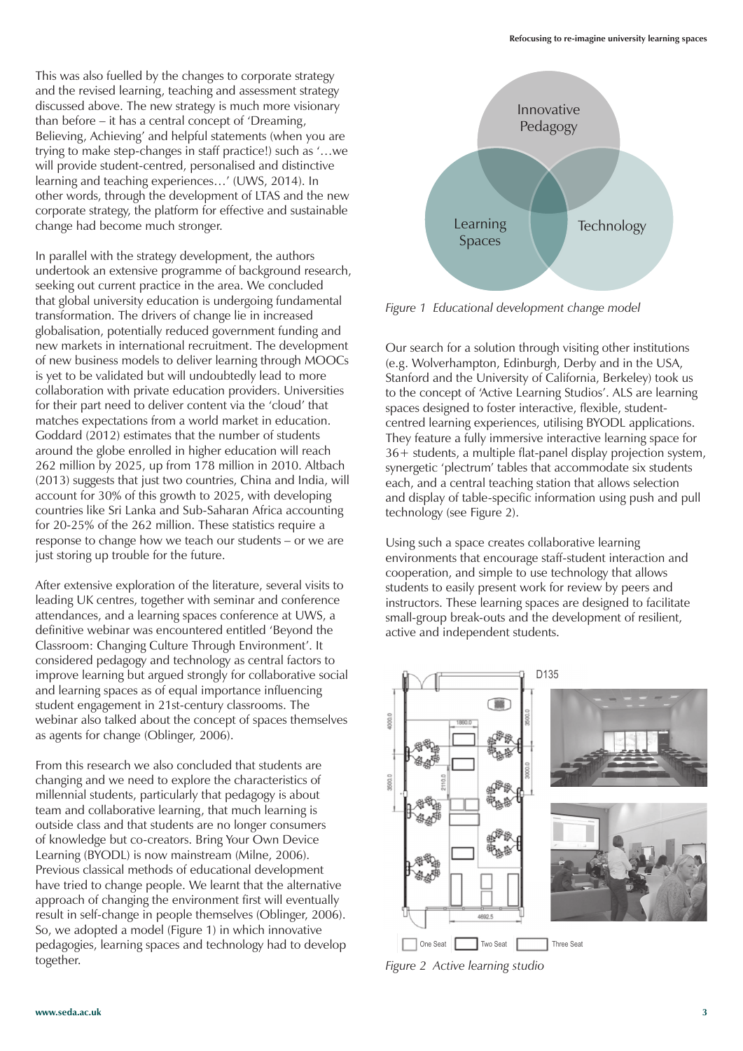This was also fuelled by the changes to corporate strategy and the revised learning, teaching and assessment strategy discussed above. The new strategy is much more visionary than before – it has a central concept of 'Dreaming, Believing, Achieving' and helpful statements (when you are trying to make step-changes in staff practice!) such as '…we will provide student-centred, personalised and distinctive learning and teaching experiences…' (UWS, 2014). In other words, through the development of LTAS and the new corporate strategy, the platform for effective and sustainable change had become much stronger.

In parallel with the strategy development, the authors undertook an extensive programme of background research, seeking out current practice in the area. We concluded that global university education is undergoing fundamental transformation. The drivers of change lie in increased globalisation, potentially reduced government funding and new markets in international recruitment. The development of new business models to deliver learning through MOOCs is yet to be validated but will undoubtedly lead to more collaboration with private education providers. Universities for their part need to deliver content via the 'cloud' that matches expectations from a world market in education. Goddard (2012) estimates that the number of students around the globe enrolled in higher education will reach 262 million by 2025, up from 178 million in 2010. Altbach (2013) suggests that just two countries, China and India, will account for 30% of this growth to 2025, with developing countries like Sri Lanka and Sub-Saharan Africa accounting for 20-25% of the 262 million. These statistics require a response to change how we teach our students – or we are just storing up trouble for the future.

After extensive exploration of the literature, several visits to leading UK centres, together with seminar and conference attendances, and a learning spaces conference at UWS, a definitive webinar was encountered entitled 'Beyond the Classroom: Changing Culture Through Environment'. It considered pedagogy and technology as central factors to improve learning but argued strongly for collaborative social and learning spaces as of equal importance influencing student engagement in 21st-century classrooms. The webinar also talked about the concept of spaces themselves as agents for change (Oblinger, 2006).

From this research we also concluded that students are changing and we need to explore the characteristics of millennial students, particularly that pedagogy is about team and collaborative learning, that much learning is outside class and that students are no longer consumers of knowledge but co-creators. Bring Your Own Device Learning (BYODL) is now mainstream (Milne, 2006). Previous classical methods of educational development have tried to change people. We learnt that the alternative approach of changing the environment first will eventually result in self-change in people themselves (Oblinger, 2006). So, we adopted a model (Figure 1) in which innovative pedagogies, learning spaces and technology had to develop together.

Innovative Pedagogy

Learning Spaces

Technology

*Figure 1 Educational development change model*

Our search for a solution through visiting other institutions (e.g. Wolverhampton, Edinburgh, Derby and in the USA, Stanford and the University of California, Berkeley) took us to the concept of 'Active Learning Studios'. ALS are learning spaces designed to foster interactive, flexible, student-centred learning experiences, utilising BYODL applications. They feature a fully immersive interactive learning space for 36+ students, a multiple flat-panel display projection system, synergetic 'plectrum' tables that accommodate six students each, and a central teaching station that allows selection and display of table-specific information using push and pull technology (see Figure 2).

Using such a space creates collaborative learning environments that encourage staff-student interaction and cooperation, and simple to use technology that allows students to easily present work for review by peers and instructors. These learning spaces are designed to facilitate small-group break-outs and the development of resilient, active and independent students.

D135

One Seat Two Seat Three Seat

*Figure 2 Active learning studio*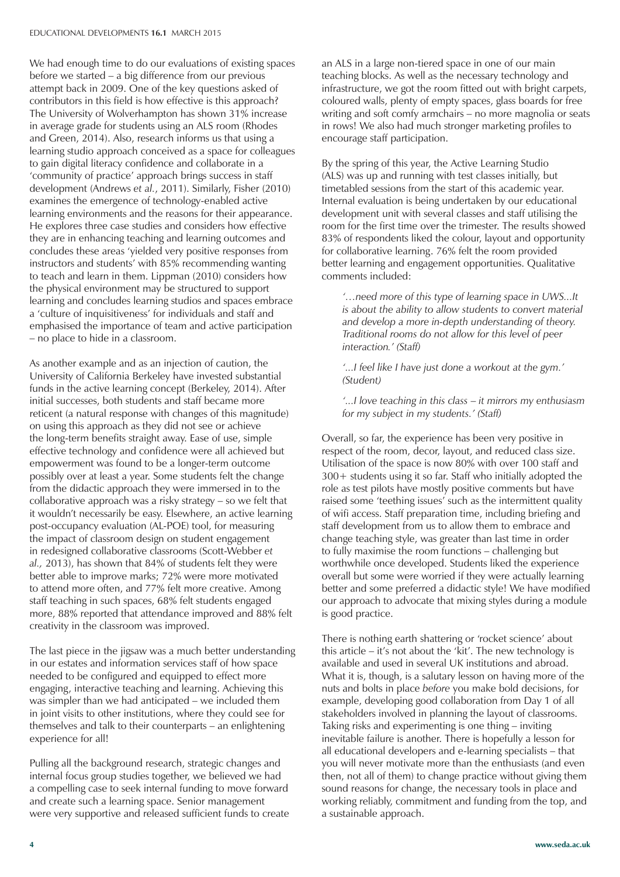We had enough time to do our evaluations of existing spaces before we started – a big difference from our previous attempt back in 2009. One of the key questions asked of contributors in this field is how effective is this approach? The University of Wolverhampton has shown 31% increase in average grade for students using an ALS room (Rhodes and Green, 2014). Also, research informs us that using a learning studio approach conceived as a space for colleagues to gain digital literacy confidence and collaborate in a 'community of practice' approach brings success in staff development (Andrews *et al.*, 2011). Similarly, Fisher (2010) examines the emergence of technology-enabled active learning environments and the reasons for their appearance. He explores three case studies and considers how effective they are in enhancing teaching and learning outcomes and concludes these areas 'yielded very positive responses from instructors and students' with 85% recommending wanting to teach and learn in them. Lippman (2010) considers how the physical environment may be structured to support learning and concludes learning studios and spaces embrace a 'culture of inquisitiveness' for individuals and staff and emphasised the importance of team and active participation – no place to hide in a classroom.

As another example and as an injection of caution, the University of California Berkeley have invested substantial funds in the active learning concept (Berkeley, 2014). After initial successes, both students and staff became more reticent (a natural response with changes of this magnitude) on using this approach as they did not see or achieve the long-term benefits straight away. Ease of use, simple effective technology and confidence were all achieved but empowerment was found to be a longer-term outcome possibly over at least a year. Some students felt the change from the didactic approach they were immersed in to the collaborative approach was a risky strategy – so we felt that it wouldn't necessarily be easy. Elsewhere, an active learning post-occupancy evaluation (AL-POE) tool, for measuring the impact of classroom design on student engagement in redesigned collaborative classrooms (Scott-Webber *et al.,* 2013), has shown that 84% of students felt they were better able to improve marks; 72% were more motivated to attend more often, and 77% felt more creative. Among staff teaching in such spaces, 68% felt students engaged more, 88% reported that attendance improved and 88% felt creativity in the classroom was improved.

The last piece in the jigsaw was a much better understanding in our estates and information services staff of how space needed to be configured and equipped to effect more engaging, interactive teaching and learning. Achieving this was simpler than we had anticipated – we included them in joint visits to other institutions, where they could see for themselves and talk to their counterparts – an enlightening experience for all!

Pulling all the background research, strategic changes and internal focus group studies together, we believed we had a compelling case to seek internal funding to move forward and create such a learning space. Senior management were very supportive and released sufficient funds to create an ALS in a large non-tiered space in one of our main teaching blocks. As well as the necessary technology and infrastructure, we got the room fitted out with bright carpets, coloured walls, plenty of empty spaces, glass boards for free writing and soft comfy armchairs – no more magnolia or seats in rows! We also had much stronger marketing profiles to encourage staff participation.

By the spring of this year, the Active Learning Studio (ALS) was up and running with test classes initially, but timetabled sessions from the start of this academic year. Internal evaluation is being undertaken by our educational development unit with several classes and staff utilising the room for the first time over the trimester. The results showed 83% of respondents liked the colour, layout and opportunity for collaborative learning. 76% felt the room provided better learning and engagement opportunities. Qualitative comments included:

> *'…need more of this type of learning space in UWS...It is about the ability to allow students to convert material and develop a more in-depth understanding of theory. Traditional rooms do not allow for this level of peer interaction.' (Staff)*
>
> *'...I feel like I have just done a workout at the gym.' (Student)*
>
> *'...I love teaching in this class – it mirrors my enthusiasm for my subject in my students.' (Staff)*

Overall, so far, the experience has been very positive in respect of the room, decor, layout, and reduced class size. Utilisation of the space is now 80% with over 100 staff and 300+ students using it so far. Staff who initially adopted the role as test pilots have mostly positive comments but have raised some 'teething issues' such as the intermittent quality of wifi access. Staff preparation time, including briefing and staff development from us to allow them to embrace and change teaching style, was greater than last time in order to fully maximise the room functions – challenging but worthwhile once developed. Students liked the experience overall but some were worried if they were actually learning better and some preferred a didactic style! We have modified our approach to advocate that mixing styles during a module is good practice.

There is nothing earth shattering or 'rocket science' about this article – it's not about the 'kit'. The new technology is available and used in several UK institutions and abroad. What it is, though, is a salutary lesson on having more of the nuts and bolts in place *before* you make bold decisions, for example, developing good collaboration from Day 1 of all stakeholders involved in planning the layout of classrooms. Taking risks and experimenting is one thing – inviting inevitable failure is another. There is hopefully a lesson for all educational developers and e-learning specialists – that you will never motivate more than the enthusiasts (and even then, not all of them) to change practice without giving them sound reasons for change, the necessary tools in place and working reliably, commitment and funding from the top, and a sustainable approach.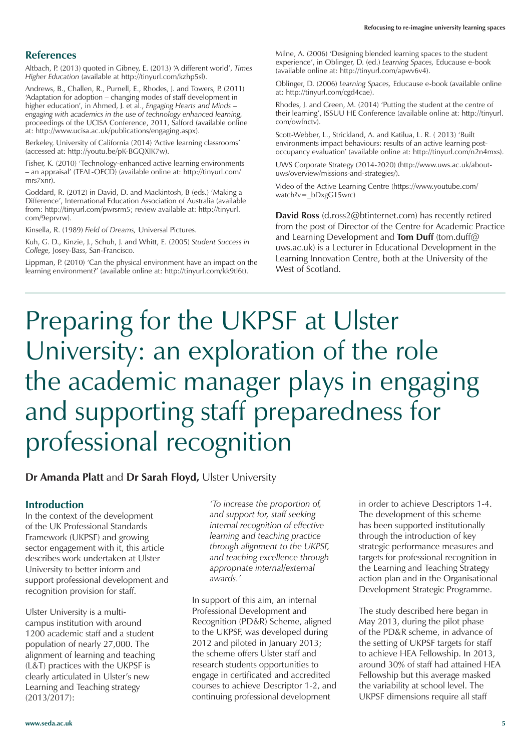## References

Altbach, P. (2013) quoted in Gibney, E. (2013) 'A different world', *Times Higher Education* (available at http://tinyurl.com/kzhp5sl).

Andrews, B., Challen, R., Purnell, E., Rhodes, J. and Towers, P. (2011) 'Adaptation for adoption – changing modes of staff development in higher education', in Ahmed, J. et al., *Engaging Hearts and Minds – engaging with academics in the use of technology enhanced learning*, proceedings of the UCISA Conference, 2011, Salford (available online at: http://www.ucisa.ac.uk/publications/engaging.aspx).

Berkeley, University of California (2014) 'Active learning classrooms' (accessed at: http://youtu.be/pK-BGQXIK7w).

Fisher, K. (2010) 'Technology-enhanced active learning environments – an appraisal' (TEAL-OECD) (available online at: http://tinyurl.com/mrs7xnr).

Goddard, R. (2012) in David, D. and Mackintosh, B (eds.) 'Making a Difference', International Education Association of Australia (available from: http://tinyurl.com/pwrsrm5; review available at: http://tinyurl.com/9eprvrw).

Kinsella, R. (1989) *Field of Dreams,* Universal Pictures.

Kuh, G. D., Kinzie, J., Schuh, J. and Whitt, E. (2005) *Student Success in College,* Josey-Bass, San-Francisco.

Lippman, P. (2010) 'Can the physical environment have an impact on the learning environment?' (available online at: http://tinyurl.com/kk9tl6t).

Milne, A. (2006) 'Designing blended learning spaces to the student experience', in Oblinger, D. (ed.) *Learning Spaces,* Educause e-book (available online at: http://tinyurl.com/apwv6v4).

Oblinger, D. (2006) *Learning Spaces,* Educause e-book (available online at: http://tinyurl.com/cgd4cae).

Rhodes, J. and Green, M. (2014) 'Putting the student at the centre of their learning', ISSUU HE Conference (available online at: http://tinyurl.com/owfnctv).

Scott-Webber, L., Strickland, A. and Katilua, L. R. ( 2013) 'Built environments impact behaviours: results of an active learning post-occupancy evaluation' (available online at: http://tinyurl.com/n2n4mxs).

UWS Corporate Strategy (2014-2020) (http://www.uws.ac.uk/about-uws/overview/missions-and-strategies/).

Video of the Active Learning Centre (https://www.youtube.com/watch?v=_bDxgG15wrc)

**David Ross** (d.ross2@btinternet.com) has recently retired from the post of Director of the Centre for Academic Practice and Learning Development and **Tom Duff** (tom.duff@uws.ac.uk) is a Lecturer in Educational Development in the Learning Innovation Centre, both at the University of the West of Scotland.

# Preparing for the UKPSF at Ulster University: an exploration of the role the academic manager plays in engaging and supporting staff preparedness for professional recognition

**Dr Amanda Platt** and **Dr Sarah Floyd,** Ulster University

## Introduction

In the context of the development of the UK Professional Standards Framework (UKPSF) and growing sector engagement with it, this article describes work undertaken at Ulster University to better inform and support professional development and recognition provision for staff.

Ulster University is a multi-campus institution with around 1200 academic staff and a student population of nearly 27,000. The alignment of learning and teaching (L&T) practices with the UKPSF is clearly articulated in Ulster's new Learning and Teaching strategy (2013/2017):

> *'To increase the proportion of, and support for, staff seeking internal recognition of effective learning and teaching practice through alignment to the UKPSF, and teaching excellence through appropriate internal/external awards.'*

In support of this aim, an internal Professional Development and Recognition (PD&R) Scheme, aligned to the UKPSF, was developed during 2012 and piloted in January 2013; the scheme offers Ulster staff and research students opportunities to engage in certificated and accredited courses to achieve Descriptor 1-2, and continuing professional development in order to achieve Descriptors 1-4. The development of this scheme has been supported institutionally through the introduction of key strategic performance measures and targets for professional recognition in the Learning and Teaching Strategy action plan and in the Organisational Development Strategic Programme.

The study described here began in May 2013, during the pilot phase of the PD&R scheme, in advance of the setting of UKPSF targets for staff to achieve HEA Fellowship. In 2013, around 30% of staff had attained HEA Fellowship but this average masked the variability at school level. The UKPSF dimensions require all staff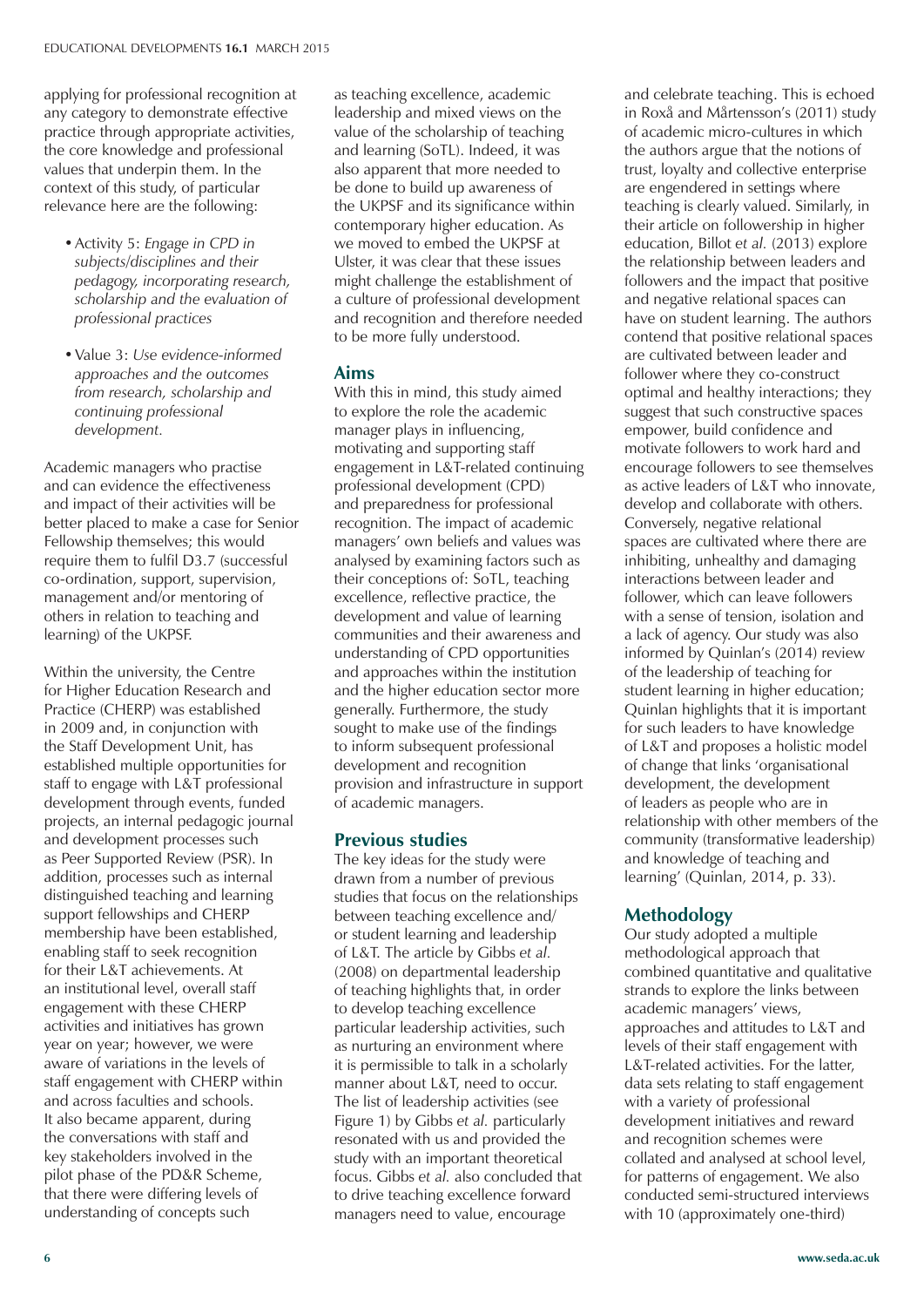applying for professional recognition at any category to demonstrate effective practice through appropriate activities, the core knowledge and professional values that underpin them. In the context of this study, of particular relevance here are the following:

- Activity 5: *Engage in CPD in subjects/disciplines and their pedagogy, incorporating research, scholarship and the evaluation of professional practices*
- Value 3: *Use evidence-informed approaches and the outcomes from research, scholarship and continuing professional development.*

Academic managers who practise and can evidence the effectiveness and impact of their activities will be better placed to make a case for Senior Fellowship themselves; this would require them to fulfil D3.7 (successful co-ordination, support, supervision, management and/or mentoring of others in relation to teaching and learning) of the UKPSF.

Within the university, the Centre for Higher Education Research and Practice (CHERP) was established in 2009 and, in conjunction with the Staff Development Unit, has established multiple opportunities for staff to engage with L&T professional development through events, funded projects, an internal pedagogic journal and development processes such as Peer Supported Review (PSR). In addition, processes such as internal distinguished teaching and learning support fellowships and CHERP membership have been established, enabling staff to seek recognition for their L&T achievements. At an institutional level, overall staff engagement with these CHERP activities and initiatives has grown year on year; however, we were aware of variations in the levels of staff engagement with CHERP within and across faculties and schools. It also became apparent, during the conversations with staff and key stakeholders involved in the pilot phase of the PD&R Scheme, that there were differing levels of understanding of concepts such as teaching excellence, academic leadership and mixed views on the value of the scholarship of teaching and learning (SoTL). Indeed, it was also apparent that more needed to be done to build up awareness of the UKPSF and its significance within contemporary higher education. As we moved to embed the UKPSF at Ulster, it was clear that these issues might challenge the establishment of a culture of professional development and recognition and therefore needed to be more fully understood.

## Aims

With this in mind, this study aimed to explore the role the academic manager plays in influencing, motivating and supporting staff engagement in L&T-related continuing professional development (CPD) and preparedness for professional recognition. The impact of academic managers' own beliefs and values was analysed by examining factors such as their conceptions of: SoTL, teaching excellence, reflective practice, the development and value of learning communities and their awareness and understanding of CPD opportunities and approaches within the institution and the higher education sector more generally. Furthermore, the study sought to make use of the findings to inform subsequent professional development and recognition provision and infrastructure in support of academic managers.

## Previous studies

The key ideas for the study were drawn from a number of previous studies that focus on the relationships between teaching excellence and/or student learning and leadership of L&T. The article by Gibbs *et al.* (2008) on departmental leadership of teaching highlights that, in order to develop teaching excellence particular leadership activities, such as nurturing an environment where it is permissible to talk in a scholarly manner about L&T, need to occur. The list of leadership activities (see Figure 1) by Gibbs *et al.* particularly resonated with us and provided the study with an important theoretical focus. Gibbs *et al.* also concluded that to drive teaching excellence forward managers need to value, encourage and celebrate teaching. This is echoed in Roxå and Mårtensson's (2011) study of academic micro-cultures in which the authors argue that the notions of trust, loyalty and collective enterprise are engendered in settings where teaching is clearly valued. Similarly, in their article on followership in higher education, Billot *et al.* (2013) explore the relationship between leaders and followers and the impact that positive and negative relational spaces can have on student learning. The authors contend that positive relational spaces are cultivated between leader and follower where they co-construct optimal and healthy interactions; they suggest that such constructive spaces empower, build confidence and motivate followers to work hard and encourage followers to see themselves as active leaders of L&T who innovate, develop and collaborate with others. Conversely, negative relational spaces are cultivated where there are inhibiting, unhealthy and damaging interactions between leader and follower, which can leave followers with a sense of tension, isolation and a lack of agency. Our study was also informed by Quinlan's (2014) review of the leadership of teaching for student learning in higher education; Quinlan highlights that it is important for such leaders to have knowledge of L&T and proposes a holistic model of change that links 'organisational development, the development of leaders as people who are in relationship with other members of the community (transformative leadership) and knowledge of teaching and learning' (Quinlan, 2014, p. 33).

## Methodology

Our study adopted a multiple methodological approach that combined quantitative and qualitative strands to explore the links between academic managers' views, approaches and attitudes to L&T and levels of their staff engagement with L&T-related activities. For the latter, data sets relating to staff engagement with a variety of professional development initiatives and reward and recognition schemes were collated and analysed at school level, for patterns of engagement. We also conducted semi-structured interviews with 10 (approximately one-third)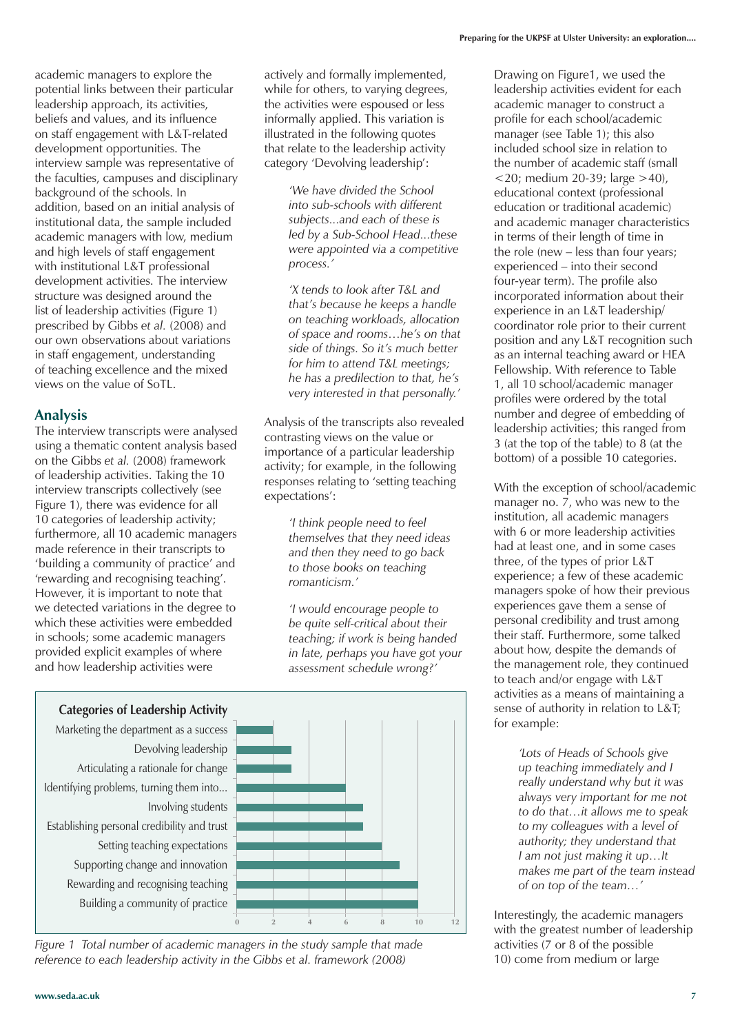academic managers to explore the potential links between their particular leadership approach, its activities, beliefs and values, and its influence on staff engagement with L&T-related development opportunities. The interview sample was representative of the faculties, campuses and disciplinary background of the schools. In addition, based on an initial analysis of institutional data, the sample included academic managers with low, medium and high levels of staff engagement with institutional L&T professional development activities. The interview structure was designed around the list of leadership activities (Figure 1) prescribed by Gibbs *et al.* (2008) and our own observations about variations in staff engagement, understanding of teaching excellence and the mixed views on the value of SoTL.

## Analysis

The interview transcripts were analysed using a thematic content analysis based on the Gibbs *et al.* (2008) framework of leadership activities. Taking the 10 interview transcripts collectively (see Figure 1), there was evidence for all 10 categories of leadership activity; furthermore, all 10 academic managers made reference in their transcripts to 'building a community of practice' and 'rewarding and recognising teaching'. However, it is important to note that we detected variations in the degree to which these activities were embedded in schools; some academic managers provided explicit examples of where and how leadership activities were actively and formally implemented, while for others, to varying degrees, the activities were espoused or less informally applied. This variation is illustrated in the following quotes that relate to the leadership activity category 'Devolving leadership':

> *'We have divided the School into sub-schools with different subjects...and each of these is led by a Sub-School Head...these were appointed via a competitive process.'*

> *'X tends to look after T&L and that's because he keeps a handle on teaching workloads, allocation of space and rooms…he's on that side of things. So it's much better for him to attend T&L meetings; he has a predilection to that, he's very interested in that personally.'*

Analysis of the transcripts also revealed contrasting views on the value or importance of a particular leadership activity; for example, in the following responses relating to 'setting teaching expectations':

> *'I think people need to feel themselves that they need ideas and then they need to go back to those books on teaching romanticism.'*

> *'I would encourage people to be quite self-critical about their teaching; if work is being handed in late, perhaps you have got your assessment schedule wrong?'*

**Categories of Leadership Activity**

| Category | Number of academic managers |
|---|---|
| Marketing the department as a success | 2 |
| Devolving leadership | 3 |
| Articulating a rationale for change | 3 |
| Identifying problems, turning them into... | 6 |
| Involving students | 7 |
| Establishing personal credibility and trust | 7 |
| Setting teaching expectations | 8 |
| Supporting change and innovation | 9 |
| Rewarding and recognising teaching | 10 |
| Building a community of practice | 10 |

*Figure 1 Total number of academic managers in the study sample that made reference to each leadership activity in the Gibbs et al. framework (2008)*

Drawing on Figure1, we used the leadership activities evident for each academic manager to construct a profile for each school/academic manager (see Table 1); this also included school size in relation to the number of academic staff (small <20; medium 20-39; large >40), educational context (professional education or traditional academic) and academic manager characteristics in terms of their length of time in the role (new – less than four years; experienced – into their second four-year term). The profile also incorporated information about their experience in an L&T leadership/coordinator role prior to their current position and any L&T recognition such as an internal teaching award or HEA Fellowship. With reference to Table 1, all 10 school/academic manager profiles were ordered by the total number and degree of embedding of leadership activities; this ranged from 3 (at the top of the table) to 8 (at the bottom) of a possible 10 categories.

With the exception of school/academic manager no. 7, who was new to the institution, all academic managers with 6 or more leadership activities had at least one, and in some cases three, of the types of prior L&T experience; a few of these academic managers spoke of how their previous experiences gave them a sense of personal credibility and trust among their staff. Furthermore, some talked about how, despite the demands of the management role, they continued to teach and/or engage with L&T activities as a means of maintaining a sense of authority in relation to L&T; for example:

> *'Lots of Heads of Schools give up teaching immediately and I really understand why but it was always very important for me not to do that…it allows me to speak to my colleagues with a level of authority; they understand that I am not just making it up…It makes me part of the team instead of on top of the team…'*

Interestingly, the academic managers with the greatest number of leadership activities (7 or 8 of the possible 10) come from medium or large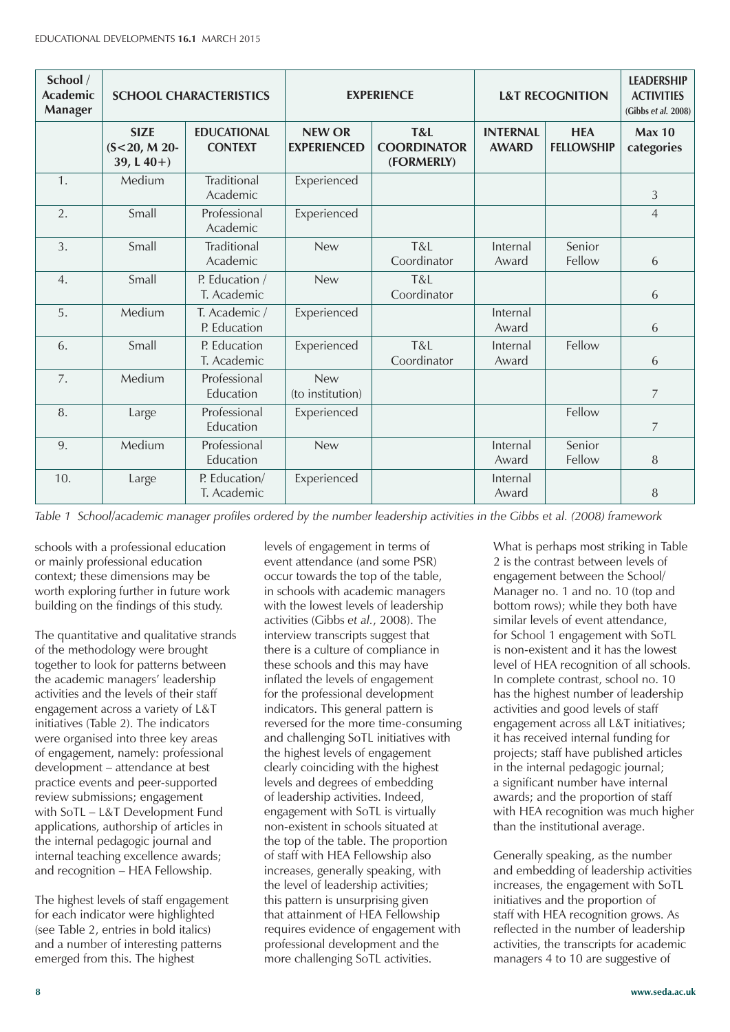| School / Academic Manager | SCHOOL CHARACTERISTICS | | EXPERIENCE | | L&T RECOGNITION | | LEADERSHIP ACTIVITIES (Gibbs *et al.* 2008) |
|---|---|---|---|---|---|---|---|
| | SIZE (S<20, M 20-39, L 40+) | EDUCATIONAL CONTEXT | NEW OR EXPERIENCED | T&L COORDINATOR (FORMERLY) | INTERNAL AWARD | HEA FELLOWSHIP | Max 10 categories |
| 1. | Medium | Traditional Academic | Experienced | | | | 3 |
| 2. | Small | Professional Academic | Experienced | | | | 4 |
| 3. | Small | Traditional Academic | New | T&L Coordinator | Internal Award | Senior Fellow | 6 |
| 4. | Small | P. Education / T. Academic | New | T&L Coordinator | | | 6 |
| 5. | Medium | T. Academic / P. Education | Experienced | | Internal Award | | 6 |
| 6. | Small | P. Education T. Academic | Experienced | T&L Coordinator | Internal Award | Fellow | 6 |
| 7. | Medium | Professional Education | New (to institution) | | | | 7 |
| 8. | Large | Professional Education | Experienced | | | Fellow | 7 |
| 9. | Medium | Professional Education | New | | Internal Award | Senior Fellow | 8 |
| 10. | Large | P. Education/ T. Academic | Experienced | | Internal Award | | 8 |

*Table 1 School/academic manager profiles ordered by the number leadership activities in the Gibbs et al. (2008) framework*

schools with a professional education or mainly professional education context; these dimensions may be worth exploring further in future work building on the findings of this study.

The quantitative and qualitative strands of the methodology were brought together to look for patterns between the academic managers' leadership activities and the levels of their staff engagement across a variety of L&T initiatives (Table 2). The indicators were organised into three key areas of engagement, namely: professional development – attendance at best practice events and peer-supported review submissions; engagement with SoTL – L&T Development Fund applications, authorship of articles in the internal pedagogic journal and internal teaching excellence awards; and recognition – HEA Fellowship.

The highest levels of staff engagement for each indicator were highlighted (see Table 2, entries in bold italics) and a number of interesting patterns emerged from this. The highest levels of engagement in terms of event attendance (and some PSR) occur towards the top of the table, in schools with academic managers with the lowest levels of leadership activities (Gibbs *et al.*, 2008). The interview transcripts suggest that there is a culture of compliance in these schools and this may have inflated the levels of engagement for the professional development indicators. This general pattern is reversed for the more time-consuming and challenging SoTL initiatives with the highest levels of engagement clearly coinciding with the highest levels and degrees of embedding of leadership activities. Indeed, engagement with SoTL is virtually non-existent in schools situated at the top of the table. The proportion of staff with HEA Fellowship also increases, generally speaking, with the level of leadership activities; this pattern is unsurprising given that attainment of HEA Fellowship requires evidence of engagement with professional development and the more challenging SoTL activities.

What is perhaps most striking in Table 2 is the contrast between levels of engagement between the School/Manager no. 1 and no. 10 (top and bottom rows); while they both have similar levels of event attendance, for School 1 engagement with SoTL is non-existent and it has the lowest level of HEA recognition of all schools. In complete contrast, school no. 10 has the highest number of leadership activities and good levels of staff engagement across all L&T initiatives; it has received internal funding for projects; staff have published articles in the internal pedagogic journal; a significant number have internal awards; and the proportion of staff with HEA recognition was much higher than the institutional average.

Generally speaking, as the number and embedding of leadership activities increases, the engagement with SoTL initiatives and the proportion of staff with HEA recognition grows. As reflected in the number of leadership activities, the transcripts for academic managers 4 to 10 are suggestive of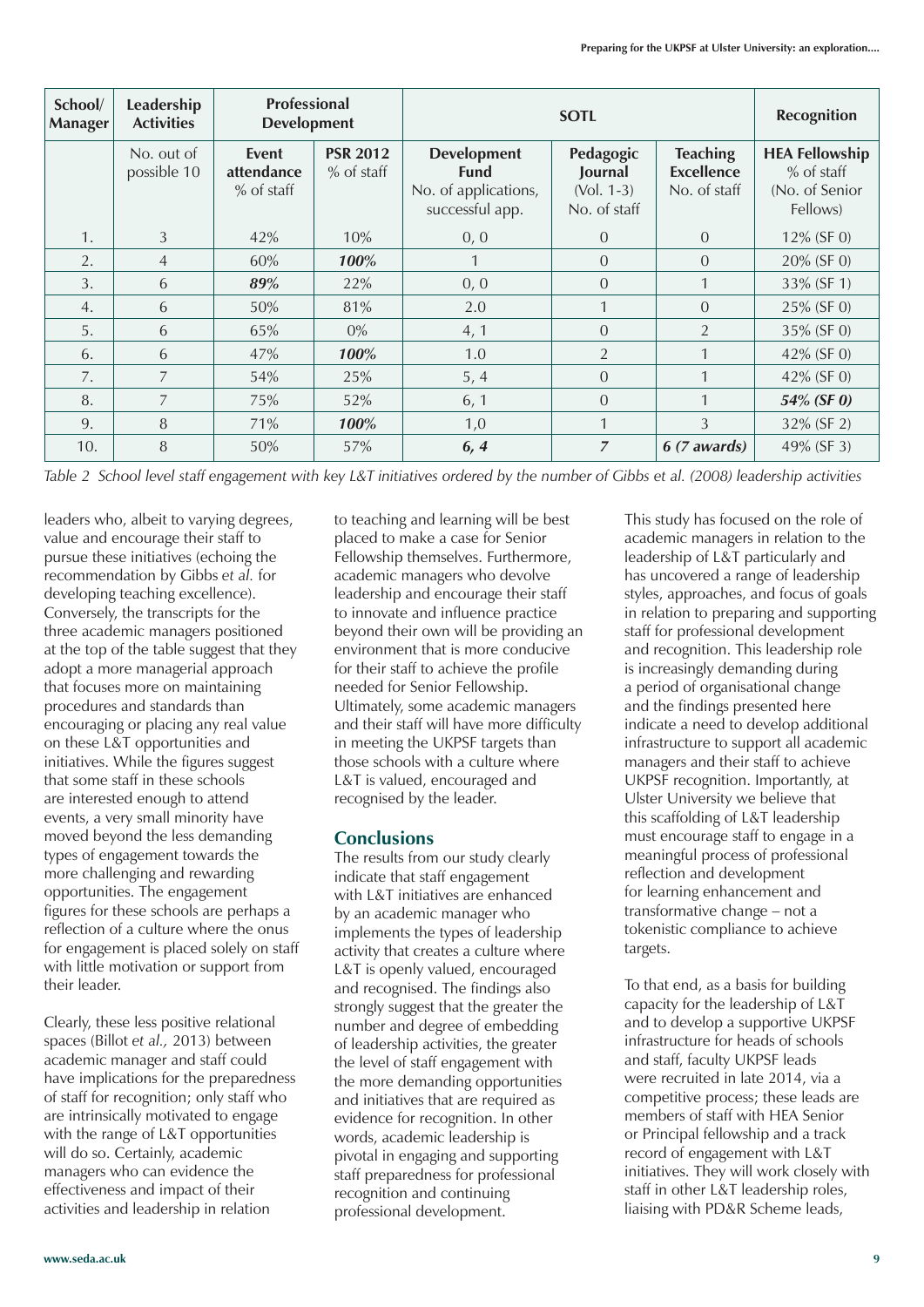| School/ Manager | Leadership Activities | Professional Development | | SOTL | | | Recognition |
|---|---|---|---|---|---|---|---|
| | No. out of possible 10 | **Event attendance** % of staff | **PSR 2012** % of staff | **Development Fund** No. of applications, successful app. | **Pedagogic Journal** (Vol. 1-3) No. of staff | **Teaching Excellence** No. of staff | **HEA Fellowship** % of staff (No. of Senior Fellows) |
| 1. | 3 | 42% | 10% | 0, 0 | 0 | 0 | 12% (SF 0) |
| 2. | 4 | 60% | ***100%*** | 1 | 0 | 0 | 20% (SF 0) |
| 3. | 6 | ***89%*** | 22% | 0, 0 | 0 | 1 | 33% (SF 1) |
| 4. | 6 | 50% | 81% | 2.0 | 1 | 0 | 25% (SF 0) |
| 5. | 6 | 65% | 0% | 4, 1 | 0 | 2 | 35% (SF 0) |
| 6. | 6 | 47% | ***100%*** | 1.0 | 2 | 1 | 42% (SF 0) |
| 7. | 7 | 54% | 25% | 5, 4 | 0 | 1 | 42% (SF 0) |
| 8. | 7 | 75% | 52% | 6, 1 | 0 | 1 | ***54% (SF 0)*** |
| 9. | 8 | 71% | ***100%*** | 1,0 | 1 | 3 | 32% (SF 2) |
| 10. | 8 | 50% | 57% | ***6, 4*** | ***7*** | ***6 (7 awards)*** | 49% (SF 3) |

*Table 2 School level staff engagement with key L&T initiatives ordered by the number of Gibbs et al. (2008) leadership activities*

leaders who, albeit to varying degrees, value and encourage their staff to pursue these initiatives (echoing the recommendation by Gibbs *et al.* for developing teaching excellence). Conversely, the transcripts for the three academic managers positioned at the top of the table suggest that they adopt a more managerial approach that focuses more on maintaining procedures and standards than encouraging or placing any real value on these L&T opportunities and initiatives. While the figures suggest that some staff in these schools are interested enough to attend events, a very small minority have moved beyond the less demanding types of engagement towards the more challenging and rewarding opportunities. The engagement figures for these schools are perhaps a reflection of a culture where the onus for engagement is placed solely on staff with little motivation or support from their leader.

Clearly, these less positive relational spaces (Billot *et al.,* 2013) between academic manager and staff could have implications for the preparedness of staff for recognition; only staff who are intrinsically motivated to engage with the range of L&T opportunities will do so. Certainly, academic managers who can evidence the effectiveness and impact of their activities and leadership in relation to teaching and learning will be best placed to make a case for Senior Fellowship themselves. Furthermore, academic managers who devolve leadership and encourage their staff to innovate and influence practice beyond their own will be providing an environment that is more conducive for their staff to achieve the profile needed for Senior Fellowship. Ultimately, some academic managers and their staff will have more difficulty in meeting the UKPSF targets than those schools with a culture where L&T is valued, encouraged and recognised by the leader.

## Conclusions

The results from our study clearly indicate that staff engagement with L&T initiatives are enhanced by an academic manager who implements the types of leadership activity that creates a culture where L&T is openly valued, encouraged and recognised. The findings also strongly suggest that the greater the number and degree of embedding of leadership activities, the greater the level of staff engagement with the more demanding opportunities and initiatives that are required as evidence for recognition. In other words, academic leadership is pivotal in engaging and supporting staff preparedness for professional recognition and continuing professional development.

This study has focused on the role of academic managers in relation to the leadership of L&T particularly and has uncovered a range of leadership styles, approaches, and focus of goals in relation to preparing and supporting staff for professional development and recognition. This leadership role is increasingly demanding during a period of organisational change and the findings presented here indicate a need to develop additional infrastructure to support all academic managers and their staff to achieve UKPSF recognition. Importantly, at Ulster University we believe that this scaffolding of L&T leadership must encourage staff to engage in a meaningful process of professional reflection and development for learning enhancement and transformative change – not a tokenistic compliance to achieve targets.

To that end, as a basis for building capacity for the leadership of L&T and to develop a supportive UKPSF infrastructure for heads of schools and staff, faculty UKPSF leads were recruited in late 2014, via a competitive process; these leads are members of staff with HEA Senior or Principal fellowship and a track record of engagement with L&T initiatives. They will work closely with staff in other L&T leadership roles, liaising with PD&R Scheme leads,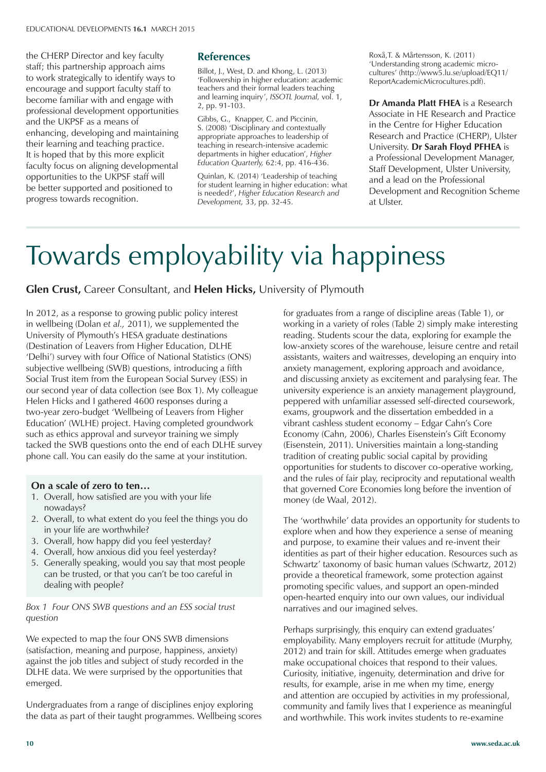the CHERP Director and key faculty staff; this partnership approach aims to work strategically to identify ways to encourage and support faculty staff to become familiar with and engage with professional development opportunities and the UKPSF as a means of enhancing, developing and maintaining their learning and teaching practice. It is hoped that by this more explicit faculty focus on aligning developmental opportunities to the UKPSF staff will be better supported and positioned to progress towards recognition.

## References

Billot, J., West, D. and Khong, L. (2013) 'Followership in higher education: academic teachers and their formal leaders teaching and learning inquiry', *ISSOTL Journal,* vol. 1, 2, pp. 91-103.

Gibbs, G., Knapper, C. and Piccinin, S. (2008) 'Disciplinary and contextually appropriate approaches to leadership of teaching in research-intensive academic departments in higher education', *Higher Education Quarterly,* 62:4, pp. 416-436.

Quinlan, K. (2014) 'Leadership of teaching for student learning in higher education: what is needed?', *Higher Education Research and Development,* 33, pp. 32-45.

Roxå,T. & Mårtensson, K. (2011) 'Understanding strong academic micro-cultures' (http://www5.lu.se/upload/EQ11/ReportAcademicMicrocultures.pdf).

**Dr Amanda Platt FHEA** is a Research Associate in HE Research and Practice in the Centre for Higher Education Research and Practice (CHERP), Ulster University. **Dr Sarah Floyd PFHEA** is a Professional Development Manager, Staff Development, Ulster University, and a lead on the Professional Development and Recognition Scheme at Ulster.

# Towards employability via happiness

**Glen Crust,** Career Consultant, and **Helen Hicks,** University of Plymouth

In 2012, as a response to growing public policy interest in wellbeing (Dolan *et al.,* 2011), we supplemented the University of Plymouth's HESA graduate destinations (Destination of Leavers from Higher Education, DLHE 'Delhi') survey with four Office of National Statistics (ONS) subjective wellbeing (SWB) questions, introducing a fifth Social Trust item from the European Social Survey (ESS) in our second year of data collection (see Box 1). My colleague Helen Hicks and I gathered 4600 responses during a two-year zero-budget 'Wellbeing of Leavers from Higher Education' (WLHE) project. Having completed groundwork such as ethics approval and surveyor training we simply tacked the SWB questions onto the end of each DLHE survey phone call. You can easily do the same at your institution.

**On a scale of zero to ten…**

1. Overall, how satisfied are you with your life nowadays?
2. Overall, to what extent do you feel the things you do in your life are worthwhile?
3. Overall, how happy did you feel yesterday?
4. Overall, how anxious did you feel yesterday?
5. Generally speaking, would you say that most people can be trusted, or that you can't be too careful in dealing with people?

*Box 1 Four ONS SWB questions and an ESS social trust question*

We expected to map the four ONS SWB dimensions (satisfaction, meaning and purpose, happiness, anxiety) against the job titles and subject of study recorded in the DLHE data. We were surprised by the opportunities that emerged.

Undergraduates from a range of disciplines enjoy exploring the data as part of their taught programmes. Wellbeing scores for graduates from a range of discipline areas (Table 1), or working in a variety of roles (Table 2) simply make interesting reading. Students scour the data, exploring for example the low-anxiety scores of the warehouse, leisure centre and retail assistants, waiters and waitresses, developing an enquiry into anxiety management, exploring approach and avoidance, and discussing anxiety as excitement and paralysing fear. The university experience is an anxiety management playground, peppered with unfamiliar assessed self-directed coursework, exams, groupwork and the dissertation embedded in a vibrant cashless student economy – Edgar Cahn's Core Economy (Cahn, 2006), Charles Eisenstein's Gift Economy (Eisenstein, 2011). Universities maintain a long-standing tradition of creating public social capital by providing opportunities for students to discover co-operative working, and the rules of fair play, reciprocity and reputational wealth that governed Core Economies long before the invention of money (de Waal, 2012).

The 'worthwhile' data provides an opportunity for students to explore when and how they experience a sense of meaning and purpose, to examine their values and re-invent their identities as part of their higher education. Resources such as Schwartz' taxonomy of basic human values (Schwartz, 2012) provide a theoretical framework, some protection against promoting specific values, and support an open-minded open-hearted enquiry into our own values, our individual narratives and our imagined selves.

Perhaps surprisingly, this enquiry can extend graduates' employability. Many employers recruit for attitude (Murphy, 2012) and train for skill. Attitudes emerge when graduates make occupational choices that respond to their values. Curiosity, initiative, ingenuity, determination and drive for results, for example, arise in me when my time, energy and attention are occupied by activities in my professional, community and family lives that I experience as meaningful and worthwhile. This work invites students to re-examine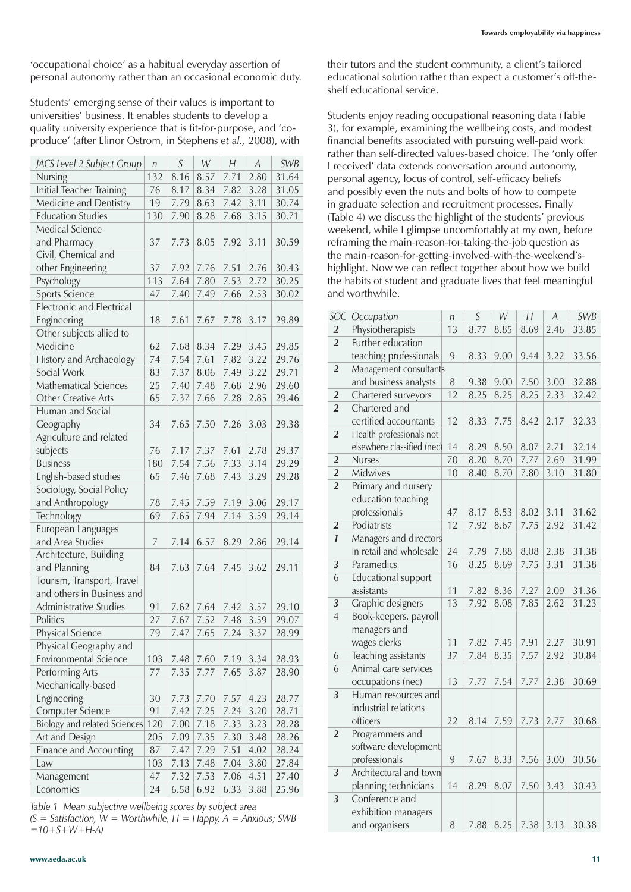'occupational choice' as a habitual everyday assertion of personal autonomy rather than an occasional economic duty.

Students' emerging sense of their values is important to universities' business. It enables students to develop a quality university experience that is fit-for-purpose, and 'co-produce' (after Elinor Ostrom, in Stephens *et al.,* 2008), with

| *JACS Level 2 Subject Group* | *n* | *S* | *W* | *H* | *A* | *SWB* |
|---|---|---|---|---|---|---|
| Nursing | 132 | 8.16 | 8.57 | 7.71 | 2.80 | 31.64 |
| Initial Teacher Training | 76 | 8.17 | 8.34 | 7.82 | 3.28 | 31.05 |
| Medicine and Dentistry | 19 | 7.79 | 8.63 | 7.42 | 3.11 | 30.74 |
| Education Studies | 130 | 7.90 | 8.28 | 7.68 | 3.15 | 30.71 |
| Medical Science and Pharmacy | 37 | 7.73 | 8.05 | 7.92 | 3.11 | 30.59 |
| Civil, Chemical and other Engineering | 37 | 7.92 | 7.76 | 7.51 | 2.76 | 30.43 |
| Psychology | 113 | 7.64 | 7.80 | 7.53 | 2.72 | 30.25 |
| Sports Science | 47 | 7.40 | 7.49 | 7.66 | 2.53 | 30.02 |
| Electronic and Electrical Engineering | 18 | 7.61 | 7.67 | 7.78 | 3.17 | 29.89 |
| Other subjects allied to Medicine | 62 | 7.68 | 8.34 | 7.29 | 3.45 | 29.85 |
| History and Archaeology | 74 | 7.54 | 7.61 | 7.82 | 3.22 | 29.76 |
| Social Work | 83 | 7.37 | 8.06 | 7.49 | 3.22 | 29.71 |
| Mathematical Sciences | 25 | 7.40 | 7.48 | 7.68 | 2.96 | 29.60 |
| Other Creative Arts | 65 | 7.37 | 7.66 | 7.28 | 2.85 | 29.46 |
| Human and Social Geography | 34 | 7.65 | 7.50 | 7.26 | 3.03 | 29.38 |
| Agriculture and related subjects | 76 | 7.17 | 7.37 | 7.61 | 2.78 | 29.37 |
| Business | 180 | 7.54 | 7.56 | 7.33 | 3.14 | 29.29 |
| English-based studies | 65 | 7.46 | 7.68 | 7.43 | 3.29 | 29.28 |
| Sociology, Social Policy and Anthropology | 78 | 7.45 | 7.59 | 7.19 | 3.06 | 29.17 |
| Technology | 69 | 7.65 | 7.94 | 7.14 | 3.59 | 29.14 |
| European Languages and Area Studies | 7 | 7.14 | 6.57 | 8.29 | 2.86 | 29.14 |
| Architecture, Building and Planning | 84 | 7.63 | 7.64 | 7.45 | 3.62 | 29.11 |
| Tourism, Transport, Travel and others in Business and Administrative Studies | 91 | 7.62 | 7.64 | 7.42 | 3.57 | 29.10 |
| Politics | 27 | 7.67 | 7.52 | 7.48 | 3.59 | 29.07 |
| Physical Science | 79 | 7.47 | 7.65 | 7.24 | 3.37 | 28.99 |
| Physical Geography and Environmental Science | 103 | 7.48 | 7.60 | 7.19 | 3.34 | 28.93 |
| Performing Arts | 77 | 7.35 | 7.77 | 7.65 | 3.87 | 28.90 |
| Mechanically-based Engineering | 30 | 7.73 | 7.70 | 7.57 | 4.23 | 28.77 |
| Computer Science | 91 | 7.42 | 7.25 | 7.24 | 3.20 | 28.71 |
| Biology and related Sciences | 120 | 7.00 | 7.18 | 7.33 | 3.23 | 28.28 |
| Art and Design | 205 | 7.09 | 7.35 | 7.30 | 3.48 | 28.26 |
| Finance and Accounting | 87 | 7.47 | 7.29 | 7.51 | 4.02 | 28.24 |
| Law | 103 | 7.13 | 7.48 | 7.04 | 3.80 | 27.84 |
| Management | 47 | 7.32 | 7.53 | 7.06 | 4.51 | 27.40 |
| Economics | 24 | 6.58 | 6.92 | 6.33 | 3.88 | 25.96 |

*Table 1 Mean subjective wellbeing scores by subject area (S = Satisfaction, W = Worthwhile, H = Happy, A = Anxious; SWB =10+S+W+H-A)*

their tutors and the student community, a client's tailored educational solution rather than expect a customer's off-the-shelf educational service.

Students enjoy reading occupational reasoning data (Table 3), for example, examining the wellbeing costs, and modest financial benefits associated with pursuing well-paid work rather than self-directed values-based choice. The 'only offer I received' data extends conversation around autonomy, personal agency, locus of control, self-efficacy beliefs and possibly even the nuts and bolts of how to compete in graduate selection and recruitment processes. Finally (Table 4) we discuss the highlight of the students' previous weekend, while I glimpse uncomfortably at my own, before reframing the main-reason-for-taking-the-job question as the main-reason-for-getting-involved-with-the-weekend's-highlight. Now we can reflect together about how we build the habits of student and graduate lives that feel meaningful and worthwhile.

| *SOC* | *Occupation* | *n* | *S* | *W* | *H* | *A* | *SWB* |
|---|---|---|---|---|---|---|---|
| ***2*** | Physiotherapists | 13 | 8.77 | 8.85 | 8.69 | 2.46 | 33.85 |
| ***2*** | Further education teaching professionals | 9 | 8.33 | 9.00 | 9.44 | 3.22 | 33.56 |
| ***2*** | Management consultants and business analysts | 8 | 9.38 | 9.00 | 7.50 | 3.00 | 32.88 |
| ***2*** | Chartered surveyors | 12 | 8.25 | 8.25 | 8.25 | 2.33 | 32.42 |
| ***2*** | Chartered and certified accountants | 12 | 8.33 | 7.75 | 8.42 | 2.17 | 32.33 |
| ***2*** | Health professionals not elsewhere classified (nec) | 14 | 8.29 | 8.50 | 8.07 | 2.71 | 32.14 |
| ***2*** | Nurses | 70 | 8.20 | 8.70 | 7.77 | 2.69 | 31.99 |
| ***2*** | Midwives | 10 | 8.40 | 8.70 | 7.80 | 3.10 | 31.80 |
| ***2*** | Primary and nursery education teaching professionals | 47 | 8.17 | 8.53 | 8.02 | 3.11 | 31.62 |
| ***2*** | Podiatrists | 12 | 7.92 | 8.67 | 7.75 | 2.92 | 31.42 |
| ***1*** | Managers and directors in retail and wholesale | 24 | 7.79 | 7.88 | 8.08 | 2.38 | 31.38 |
| ***3*** | Paramedics | 16 | 8.25 | 8.69 | 7.75 | 3.31 | 31.38 |
| 6 | Educational support assistants | 11 | 7.82 | 8.36 | 7.27 | 2.09 | 31.36 |
| ***3*** | Graphic designers | 13 | 7.92 | 8.08 | 7.85 | 2.62 | 31.23 |
| 4 | Book-keepers, payroll managers and wages clerks | 11 | 7.82 | 7.45 | 7.91 | 2.27 | 30.91 |
| 6 | Teaching assistants | 37 | 7.84 | 8.35 | 7.57 | 2.92 | 30.84 |
| 6 | Animal care services occupations (nec) | 13 | 7.77 | 7.54 | 7.77 | 2.38 | 30.69 |
| ***3*** | Human resources and industrial relations officers | 22 | 8.14 | 7.59 | 7.73 | 2.77 | 30.68 |
| ***2*** | Programmers and software development professionals | 9 | 7.67 | 8.33 | 7.56 | 3.00 | 30.56 |
| ***3*** | Architectural and town planning technicians | 14 | 8.29 | 8.07 | 7.50 | 3.43 | 30.43 |
| ***3*** | Conference and exhibition managers and organisers | 8 | 7.88 | 8.25 | 7.38 | 3.13 | 30.38 |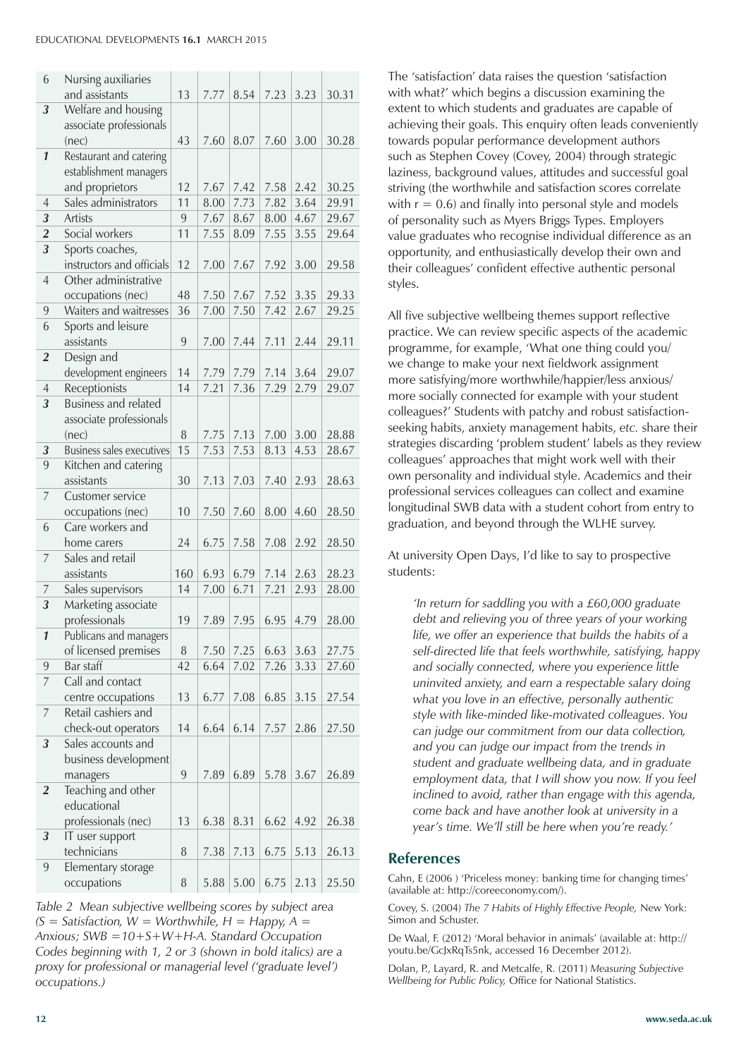| | | | | | | | |
|---|---|---|---|---|---|---|---|
| 6 | Nursing auxiliaries and assistants | 13 | 7.77 | 8.54 | 7.23 | 3.23 | 30.31 |
| ***3*** | Welfare and housing associate professionals (nec) | 43 | 7.60 | 8.07 | 7.60 | 3.00 | 30.28 |
| ***1*** | Restaurant and catering establishment managers and proprietors | 12 | 7.67 | 7.42 | 7.58 | 2.42 | 30.25 |
| 4 | Sales administrators | 11 | 8.00 | 7.73 | 7.82 | 3.64 | 29.91 |
| ***3*** | Artists | 9 | 7.67 | 8.67 | 8.00 | 4.67 | 29.67 |
| ***2*** | Social workers | 11 | 7.55 | 8.09 | 7.55 | 3.55 | 29.64 |
| ***3*** | Sports coaches, instructors and officials | 12 | 7.00 | 7.67 | 7.92 | 3.00 | 29.58 |
| 4 | Other administrative occupations (nec) | 48 | 7.50 | 7.67 | 7.52 | 3.35 | 29.33 |
| 9 | Waiters and waitresses | 36 | 7.00 | 7.50 | 7.42 | 2.67 | 29.25 |
| 6 | Sports and leisure assistants | 9 | 7.00 | 7.44 | 7.11 | 2.44 | 29.11 |
| ***2*** | Design and development engineers | 14 | 7.79 | 7.79 | 7.14 | 3.64 | 29.07 |
| 4 | Receptionists | 14 | 7.21 | 7.36 | 7.29 | 2.79 | 29.07 |
| ***3*** | Business and related associate professionals (nec) | 8 | 7.75 | 7.13 | 7.00 | 3.00 | 28.88 |
| ***3*** | Business sales executives | 15 | 7.53 | 7.53 | 8.13 | 4.53 | 28.67 |
| 9 | Kitchen and catering assistants | 30 | 7.13 | 7.03 | 7.40 | 2.93 | 28.63 |
| 7 | Customer service occupations (nec) | 10 | 7.50 | 7.60 | 8.00 | 4.60 | 28.50 |
| 6 | Care workers and home carers | 24 | 6.75 | 7.58 | 7.08 | 2.92 | 28.50 |
| 7 | Sales and retail assistants | 160 | 6.93 | 6.79 | 7.14 | 2.63 | 28.23 |
| 7 | Sales supervisors | 14 | 7.00 | 6.71 | 7.21 | 2.93 | 28.00 |
| ***3*** | Marketing associate professionals | 19 | 7.89 | 7.95 | 6.95 | 4.79 | 28.00 |
| ***1*** | Publicans and managers of licensed premises | 8 | 7.50 | 7.25 | 6.63 | 3.63 | 27.75 |
| 9 | Bar staff | 42 | 6.64 | 7.02 | 7.26 | 3.33 | 27.60 |
| 7 | Call and contact centre occupations | 13 | 6.77 | 7.08 | 6.85 | 3.15 | 27.54 |
| 7 | Retail cashiers and check-out operators | 14 | 6.64 | 6.14 | 7.57 | 2.86 | 27.50 |
| ***3*** | Sales accounts and business development managers | 9 | 7.89 | 6.89 | 5.78 | 3.67 | 26.89 |
| ***2*** | Teaching and other educational professionals (nec) | 13 | 6.38 | 8.31 | 6.62 | 4.92 | 26.38 |
| ***3*** | IT user support technicians | 8 | 7.38 | 7.13 | 6.75 | 5.13 | 26.13 |
| 9 | Elementary storage occupations | 8 | 5.88 | 5.00 | 6.75 | 2.13 | 25.50 |

*Table 2 Mean subjective wellbeing scores by subject area (S = Satisfaction, W = Worthwhile, H = Happy, A = Anxious; SWB =10+S+W+H-A. Standard Occupation Codes beginning with 1, 2 or 3 (shown in bold italics) are a proxy for professional or managerial level ('graduate level') occupations.)*

The 'satisfaction' data raises the question 'satisfaction with what?' which begins a discussion examining the extent to which students and graduates are capable of achieving their goals. This enquiry often leads conveniently towards popular performance development authors such as Stephen Covey (Covey, 2004) through strategic laziness, background values, attitudes and successful goal striving (the worthwhile and satisfaction scores correlate with r = 0.6) and finally into personal style and models of personality such as Myers Briggs Types. Employers value graduates who recognise individual difference as an opportunity, and enthusiastically develop their own and their colleagues' confident effective authentic personal styles.

All five subjective wellbeing themes support reflective practice. We can review specific aspects of the academic programme, for example, 'What one thing could you/we change to make your next fieldwork assignment more satisfying/more worthwhile/happier/less anxious/more socially connected for example with your student colleagues?' Students with patchy and robust satisfaction-seeking habits, anxiety management habits, *etc.* share their strategies discarding 'problem student' labels as they review colleagues' approaches that might work well with their own personality and individual style. Academics and their professional services colleagues can collect and examine longitudinal SWB data with a student cohort from entry to graduation, and beyond through the WLHE survey.

At university Open Days, I'd like to say to prospective students:

> *'In return for saddling you with a £60,000 graduate debt and relieving you of three years of your working life, we offer an experience that builds the habits of a self-directed life that feels worthwhile, satisfying, happy and socially connected, where you experience little uninvited anxiety, and earn a respectable salary doing what you love in an effective, personally authentic style with like-minded like-motivated colleagues. You can judge our commitment from our data collection, and you can judge our impact from the trends in student and graduate wellbeing data, and in graduate employment data, that I will show you now. If you feel inclined to avoid, rather than engage with this agenda, come back and have another look at university in a year's time. We'll still be here when you're ready.'*

## References

Cahn, E (2006 ) 'Priceless money: banking time for changing times' (available at: http://coreeconomy.com/).

Covey, S. (2004) *The 7 Habits of Highly Effective People,* New York: Simon and Schuster.

De Waal, F. (2012) 'Moral behavior in animals' (available at: http://youtu.be/GcJxRqTs5nk, accessed 16 December 2012).

Dolan, P., Layard, R. and Metcalfe, R. (2011) *Measuring Subjective Wellbeing for Public Policy,* Office for National Statistics.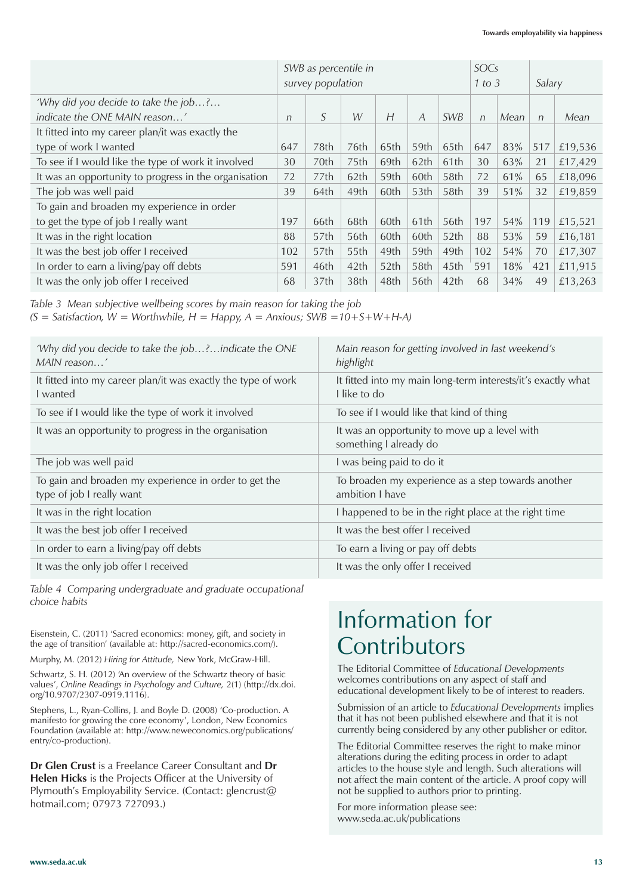| | *SWB as percentile in survey population* | | | | | | *SOCs 1 to 3* | | *Salary* | |
|---|---|---|---|---|---|---|---|---|---|---|
| *'Why did you decide to take the job…?… indicate the ONE MAIN reason…'* | *n* | *S* | *W* | *H* | *A* | *SWB* | *n* | *Mean* | *n* | *Mean* |
| It fitted into my career plan/it was exactly the type of work I wanted | 647 | 78th | 76th | 65th | 59th | 65th | 647 | 83% | 517 | £19,536 |
| To see if I would like the type of work it involved | 30 | 70th | 75th | 69th | 62th | 61th | 30 | 63% | 21 | £17,429 |
| It was an opportunity to progress in the organisation | 72 | 77th | 62th | 59th | 60th | 58th | 72 | 61% | 65 | £18,096 |
| The job was well paid | 39 | 64th | 49th | 60th | 53th | 58th | 39 | 51% | 32 | £19,859 |
| To gain and broaden my experience in order to get the type of job I really want | 197 | 66th | 68th | 60th | 61th | 56th | 197 | 54% | 119 | £15,521 |
| It was in the right location | 88 | 57th | 56th | 60th | 60th | 52th | 88 | 53% | 59 | £16,181 |
| It was the best job offer I received | 102 | 57th | 55th | 49th | 59th | 49th | 102 | 54% | 70 | £17,307 |
| In order to earn a living/pay off debts | 591 | 46th | 42th | 52th | 58th | 45th | 591 | 18% | 421 | £11,915 |
| It was the only job offer I received | 68 | 37th | 38th | 48th | 56th | 42th | 68 | 34% | 49 | £13,263 |

*Table 3 Mean subjective wellbeing scores by main reason for taking the job*
*(S = Satisfaction, W = Worthwhile, H = Happy, A = Anxious; SWB =10+S+W+H-A)*

| *'Why did you decide to take the job…?…indicate the ONE MAIN reason…'* | *Main reason for getting involved in last weekend's highlight* |
|---|---|
| It fitted into my career plan/it was exactly the type of work I wanted | It fitted into my main long-term interests/it's exactly what I like to do |
| To see if I would like the type of work it involved | To see if I would like that kind of thing |
| It was an opportunity to progress in the organisation | It was an opportunity to move up a level with something I already do |
| The job was well paid | I was being paid to do it |
| To gain and broaden my experience in order to get the type of job I really want | To broaden my experience as a step towards another ambition I have |
| It was in the right location | I happened to be in the right place at the right time |
| It was the best job offer I received | It was the best offer I received |
| In order to earn a living/pay off debts | To earn a living or pay off debts |
| It was the only job offer I received | It was the only offer I received |

*Table 4 Comparing undergraduate and graduate occupational choice habits*

Eisenstein, C. (2011) 'Sacred economics: money, gift, and society in the age of transition' (available at: http://sacred-economics.com/).

Murphy, M. (2012) *Hiring for Attitude,* New York, McGraw-Hill.

Schwartz, S. H. (2012) 'An overview of the Schwartz theory of basic values', *Online Readings in Psychology and Culture,* 2(1) (http://dx.doi.org/10.9707/2307-0919.1116).

Stephens, L., Ryan-Collins, J. and Boyle D. (2008) 'Co-production. A manifesto for growing the core economy', London, New Economics Foundation (available at: http://www.neweconomics.org/publications/entry/co-production).

**Dr Glen Crust** is a Freelance Career Consultant and **Dr Helen Hicks** is the Projects Officer at the University of Plymouth's Employability Service. (Contact: glencrust@hotmail.com; 07973 727093.)

# Information for Contributors

The Editorial Committee of *Educational Developments* welcomes contributions on any aspect of staff and educational development likely to be of interest to readers.

Submission of an article to *Educational Developments* implies that it has not been published elsewhere and that it is not currently being considered by any other publisher or editor.

The Editorial Committee reserves the right to make minor alterations during the editing process in order to adapt articles to the house style and length. Such alterations will not affect the main content of the article. A proof copy will not be supplied to authors prior to printing.

For more information please see: www.seda.ac.uk/publications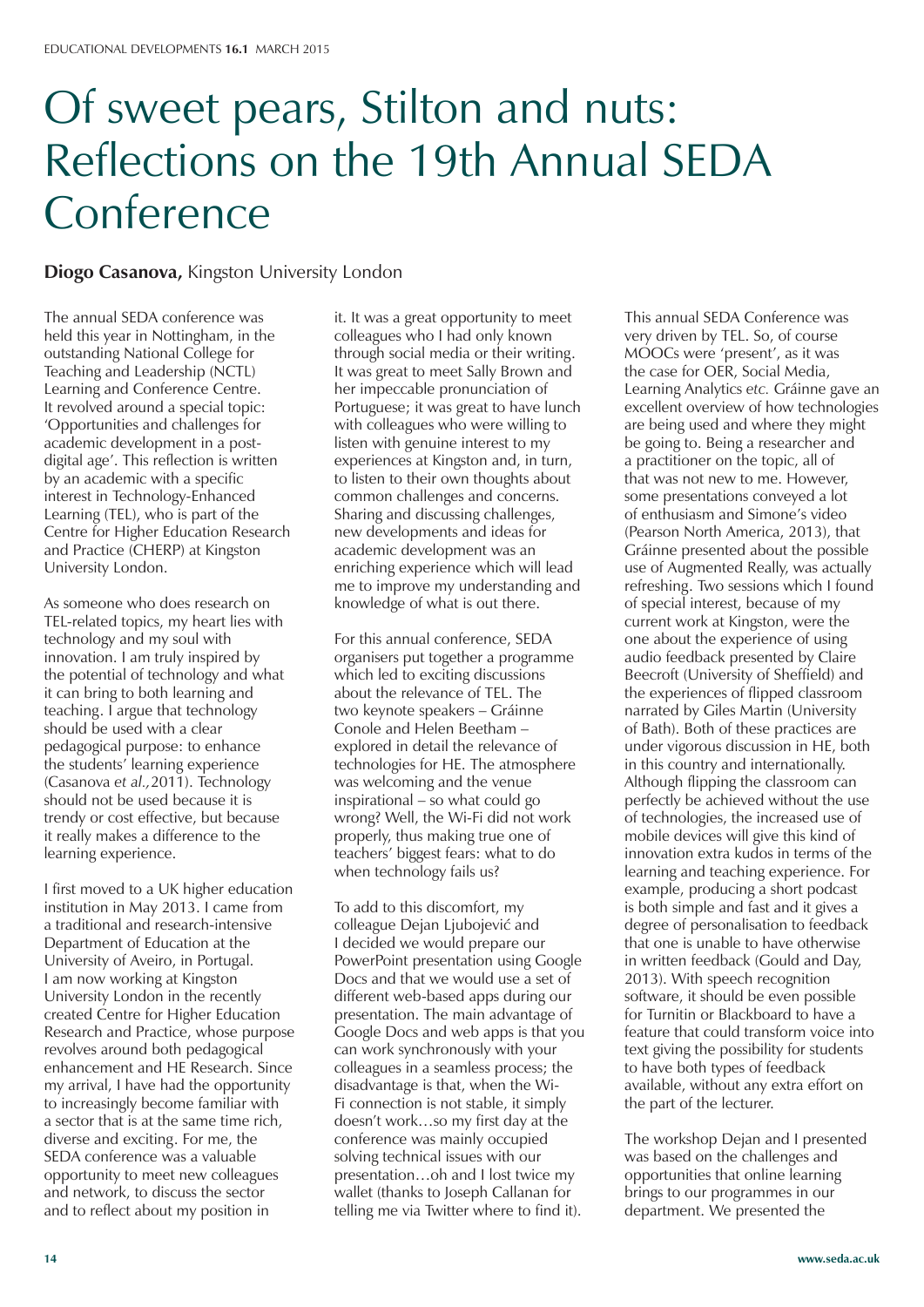# Of sweet pears, Stilton and nuts: Reflections on the 19th Annual SEDA Conference

**Diogo Casanova,** Kingston University London

The annual SEDA conference was held this year in Nottingham, in the outstanding National College for Teaching and Leadership (NCTL) Learning and Conference Centre. It revolved around a special topic: 'Opportunities and challenges for academic development in a post-digital age'. This reflection is written by an academic with a specific interest in Technology-Enhanced Learning (TEL), who is part of the Centre for Higher Education Research and Practice (CHERP) at Kingston University London.

As someone who does research on TEL-related topics, my heart lies with technology and my soul with innovation. I am truly inspired by the potential of technology and what it can bring to both learning and teaching. I argue that technology should be used with a clear pedagogical purpose: to enhance the students' learning experience (Casanova *et al.,* 2011). Technology should not be used because it is trendy or cost effective, but because it really makes a difference to the learning experience.

I first moved to a UK higher education institution in May 2013. I came from a traditional and research-intensive Department of Education at the University of Aveiro, in Portugal. I am now working at Kingston University London in the recently created Centre for Higher Education Research and Practice, whose purpose revolves around both pedagogical enhancement and HE Research. Since my arrival, I have had the opportunity to increasingly become familiar with a sector that is at the same time rich, diverse and exciting. For me, the SEDA conference was a valuable opportunity to meet new colleagues and network, to discuss the sector and to reflect about my position in it. It was a great opportunity to meet colleagues who I had only known through social media or their writing. It was great to meet Sally Brown and her impeccable pronunciation of Portuguese; it was great to have lunch with colleagues who were willing to listen with genuine interest to my experiences at Kingston and, in turn, to listen to their own thoughts about common challenges and concerns. Sharing and discussing challenges, new developments and ideas for academic development was an enriching experience which will lead me to improve my understanding and knowledge of what is out there.

For this annual conference, SEDA organisers put together a programme which led to exciting discussions about the relevance of TEL. The two keynote speakers – Gráinne Conole and Helen Beetham – explored in detail the relevance of technologies for HE. The atmosphere was welcoming and the venue inspirational – so what could go wrong? Well, the Wi-Fi did not work properly, thus making true one of teachers' biggest fears: what to do when technology fails us?

To add to this discomfort, my colleague Dejan Ljubojević and I decided we would prepare our PowerPoint presentation using Google Docs and that we would use a set of different web-based apps during our presentation. The main advantage of Google Docs and web apps is that you can work synchronously with your colleagues in a seamless process; the disadvantage is that, when the Wi-Fi connection is not stable, it simply doesn't work…so my first day at the conference was mainly occupied solving technical issues with our presentation…oh and I lost twice my wallet (thanks to Joseph Callanan for telling me via Twitter where to find it).

This annual SEDA Conference was very driven by TEL. So, of course MOOCs were 'present', as it was the case for OER, Social Media, Learning Analytics *etc.* Gráinne gave an excellent overview of how technologies are being used and where they might be going to. Being a researcher and a practitioner on the topic, all of that was not new to me. However, some presentations conveyed a lot of enthusiasm and Simone's video (Pearson North America, 2013), that Gráinne presented about the possible use of Augmented Really, was actually refreshing. Two sessions which I found of special interest, because of my current work at Kingston, were the one about the experience of using audio feedback presented by Claire Beecroft (University of Sheffield) and the experiences of flipped classroom narrated by Giles Martin (University of Bath). Both of these practices are under vigorous discussion in HE, both in this country and internationally. Although flipping the classroom can perfectly be achieved without the use of technologies, the increased use of mobile devices will give this kind of innovation extra kudos in terms of the learning and teaching experience. For example, producing a short podcast is both simple and fast and it gives a degree of personalisation to feedback that one is unable to have otherwise in written feedback (Gould and Day, 2013). With speech recognition software, it should be even possible for Turnitin or Blackboard to have a feature that could transform voice into text giving the possibility for students to have both types of feedback available, without any extra effort on the part of the lecturer.

The workshop Dejan and I presented was based on the challenges and opportunities that online learning brings to our programmes in our department. We presented the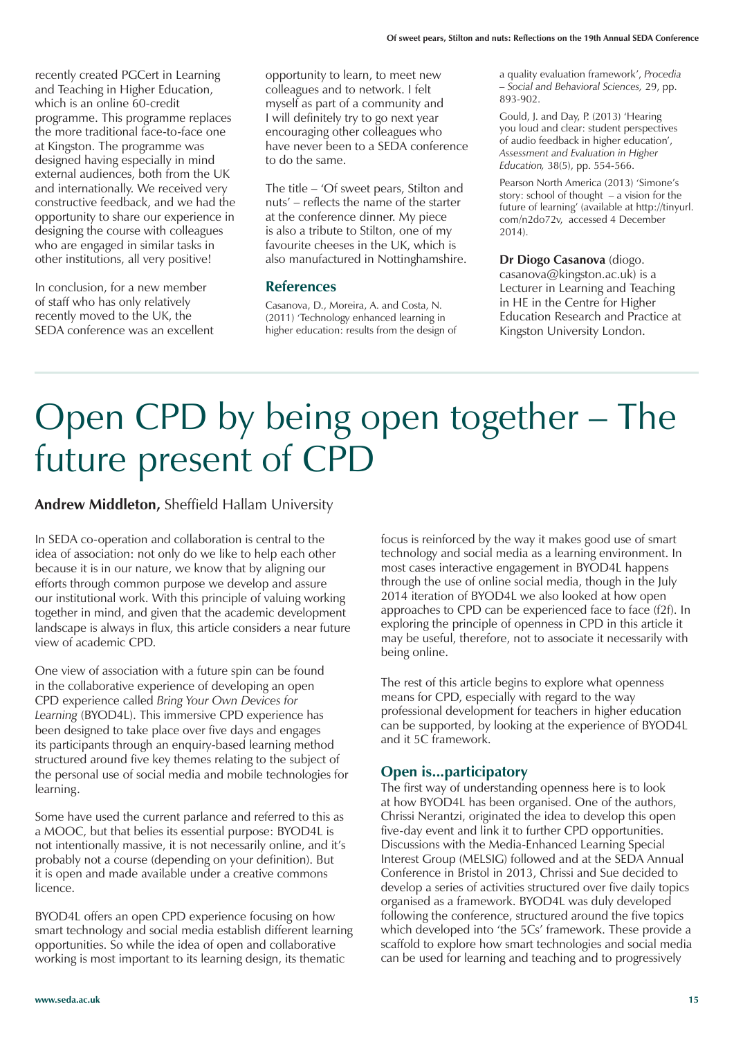recently created PGCert in Learning and Teaching in Higher Education, which is an online 60-credit programme. This programme replaces the more traditional face-to-face one at Kingston. The programme was designed having especially in mind external audiences, both from the UK and internationally. We received very constructive feedback, and we had the opportunity to share our experience in designing the course with colleagues who are engaged in similar tasks in other institutions, all very positive!

In conclusion, for a new member of staff who has only relatively recently moved to the UK, the SEDA conference was an excellent opportunity to learn, to meet new colleagues and to network. I felt myself as part of a community and I will definitely try to go next year encouraging other colleagues who have never been to a SEDA conference to do the same.

The title – 'Of sweet pears, Stilton and nuts' – reflects the name of the starter at the conference dinner. My piece is also a tribute to Stilton, one of my favourite cheeses in the UK, which is also manufactured in Nottinghamshire.

## References

Casanova, D., Moreira, A. and Costa, N. (2011) 'Technology enhanced learning in higher education: results from the design of a quality evaluation framework', *Procedia – Social and Behavioral Sciences,* 29, pp. 893-902.

Gould, J. and Day, P. (2013) 'Hearing you loud and clear: student perspectives of audio feedback in higher education', *Assessment and Evaluation in Higher Education,* 38(5), pp. 554-566.

Pearson North America (2013) 'Simone's story: school of thought – a vision for the future of learning' (available at http://tinyurl.com/n2do72v, accessed 4 December 2014).

**Dr Diogo Casanova** (diogo.casanova@kingston.ac.uk) is a Lecturer in Learning and Teaching in HE in the Centre for Higher Education Research and Practice at Kingston University London.

# Open CPD by being open together – The future present of CPD

**Andrew Middleton,** Sheffield Hallam University

In SEDA co-operation and collaboration is central to the idea of association: not only do we like to help each other because it is in our nature, we know that by aligning our efforts through common purpose we develop and assure our institutional work. With this principle of valuing working together in mind, and given that the academic development landscape is always in flux, this article considers a near future view of academic CPD.

One view of association with a future spin can be found in the collaborative experience of developing an open CPD experience called *Bring Your Own Devices for Learning* (BYOD4L). This immersive CPD experience has been designed to take place over five days and engages its participants through an enquiry-based learning method structured around five key themes relating to the subject of the personal use of social media and mobile technologies for learning.

Some have used the current parlance and referred to this as a MOOC, but that belies its essential purpose: BYOD4L is not intentionally massive, it is not necessarily online, and it's probably not a course (depending on your definition). But it is open and made available under a creative commons licence.

BYOD4L offers an open CPD experience focusing on how smart technology and social media establish different learning opportunities. So while the idea of open and collaborative working is most important to its learning design, its thematic focus is reinforced by the way it makes good use of smart technology and social media as a learning environment. In most cases interactive engagement in BYOD4L happens through the use of online social media, though in the July 2014 iteration of BYOD4L we also looked at how open approaches to CPD can be experienced face to face (f2f). In exploring the principle of openness in CPD in this article it may be useful, therefore, not to associate it necessarily with being online.

The rest of this article begins to explore what openness means for CPD, especially with regard to the way professional development for teachers in higher education can be supported, by looking at the experience of BYOD4L and it 5C framework.

## Open is...participatory

The first way of understanding openness here is to look at how BYOD4L has been organised. One of the authors, Chrissi Nerantzi, originated the idea to develop this open five-day event and link it to further CPD opportunities. Discussions with the Media-Enhanced Learning Special Interest Group (MELSIG) followed and at the SEDA Annual Conference in Bristol in 2013, Chrissi and Sue decided to develop a series of activities structured over five daily topics organised as a framework. BYOD4L was duly developed following the conference, structured around the five topics which developed into 'the 5Cs' framework. These provide a scaffold to explore how smart technologies and social media can be used for learning and teaching and to progressively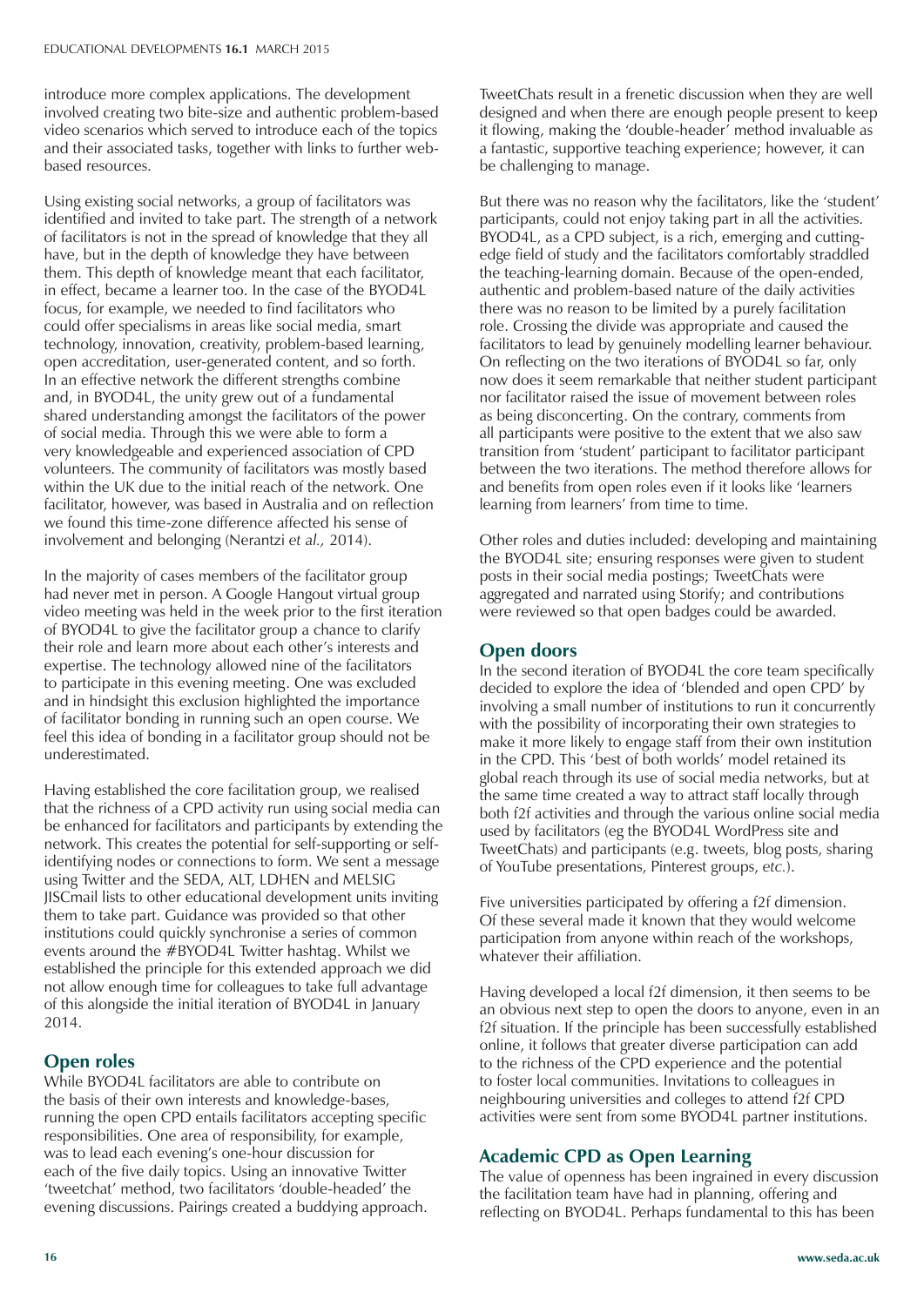introduce more complex applications. The development involved creating two bite-size and authentic problem-based video scenarios which served to introduce each of the topics and their associated tasks, together with links to further web-based resources.

Using existing social networks, a group of facilitators was identified and invited to take part. The strength of a network of facilitators is not in the spread of knowledge that they all have, but in the depth of knowledge they have between them. This depth of knowledge meant that each facilitator, in effect, became a learner too. In the case of the BYOD4L focus, for example, we needed to find facilitators who could offer specialisms in areas like social media, smart technology, innovation, creativity, problem-based learning, open accreditation, user-generated content, and so forth. In an effective network the different strengths combine and, in BYOD4L, the unity grew out of a fundamental shared understanding amongst the facilitators of the power of social media. Through this we were able to form a very knowledgeable and experienced association of CPD volunteers. The community of facilitators was mostly based within the UK due to the initial reach of the network. One facilitator, however, was based in Australia and on reflection we found this time-zone difference affected his sense of involvement and belonging (Nerantzi *et al.,* 2014).

In the majority of cases members of the facilitator group had never met in person. A Google Hangout virtual group video meeting was held in the week prior to the first iteration of BYOD4L to give the facilitator group a chance to clarify their role and learn more about each other's interests and expertise. The technology allowed nine of the facilitators to participate in this evening meeting. One was excluded and in hindsight this exclusion highlighted the importance of facilitator bonding in running such an open course. We feel this idea of bonding in a facilitator group should not be underestimated.

Having established the core facilitation group, we realised that the richness of a CPD activity run using social media can be enhanced for facilitators and participants by extending the network. This creates the potential for self-supporting or self-identifying nodes or connections to form. We sent a message using Twitter and the SEDA, ALT, LDHEN and MELSIG JISCmail lists to other educational development units inviting them to take part. Guidance was provided so that other institutions could quickly synchronise a series of common events around the #BYOD4L Twitter hashtag. Whilst we established the principle for this extended approach we did not allow enough time for colleagues to take full advantage of this alongside the initial iteration of BYOD4L in January 2014.

## Open roles

While BYOD4L facilitators are able to contribute on the basis of their own interests and knowledge-bases, running the open CPD entails facilitators accepting specific responsibilities. One area of responsibility, for example, was to lead each evening's one-hour discussion for each of the five daily topics. Using an innovative Twitter 'tweetchat' method, two facilitators 'double-headed' the evening discussions. Pairings created a buddying approach. TweetChats result in a frenetic discussion when they are well designed and when there are enough people present to keep it flowing, making the 'double-header' method invaluable as a fantastic, supportive teaching experience; however, it can be challenging to manage.

But there was no reason why the facilitators, like the 'student' participants, could not enjoy taking part in all the activities. BYOD4L, as a CPD subject, is a rich, emerging and cutting-edge field of study and the facilitators comfortably straddled the teaching-learning domain. Because of the open-ended, authentic and problem-based nature of the daily activities there was no reason to be limited by a purely facilitation role. Crossing the divide was appropriate and caused the facilitators to lead by genuinely modelling learner behaviour. On reflecting on the two iterations of BYOD4L so far, only now does it seem remarkable that neither student participant nor facilitator raised the issue of movement between roles as being disconcerting. On the contrary, comments from all participants were positive to the extent that we also saw transition from 'student' participant to facilitator participant between the two iterations. The method therefore allows for and benefits from open roles even if it looks like 'learners learning from learners' from time to time.

Other roles and duties included: developing and maintaining the BYOD4L site; ensuring responses were given to student posts in their social media postings; TweetChats were aggregated and narrated using Storify; and contributions were reviewed so that open badges could be awarded.

## Open doors

In the second iteration of BYOD4L the core team specifically decided to explore the idea of 'blended and open CPD' by involving a small number of institutions to run it concurrently with the possibility of incorporating their own strategies to make it more likely to engage staff from their own institution in the CPD. This 'best of both worlds' model retained its global reach through its use of social media networks, but at the same time created a way to attract staff locally through both f2f activities and through the various online social media used by facilitators (eg the BYOD4L WordPress site and TweetChats) and participants (e.g. tweets, blog posts, sharing of YouTube presentations, Pinterest groups, *etc.*).

Five universities participated by offering a f2f dimension. Of these several made it known that they would welcome participation from anyone within reach of the workshops, whatever their affiliation.

Having developed a local f2f dimension, it then seems to be an obvious next step to open the doors to anyone, even in an f2f situation. If the principle has been successfully established online, it follows that greater diverse participation can add to the richness of the CPD experience and the potential to foster local communities. Invitations to colleagues in neighbouring universities and colleges to attend f2f CPD activities were sent from some BYOD4L partner institutions.

## Academic CPD as Open Learning

The value of openness has been ingrained in every discussion the facilitation team have had in planning, offering and reflecting on BYOD4L. Perhaps fundamental to this has been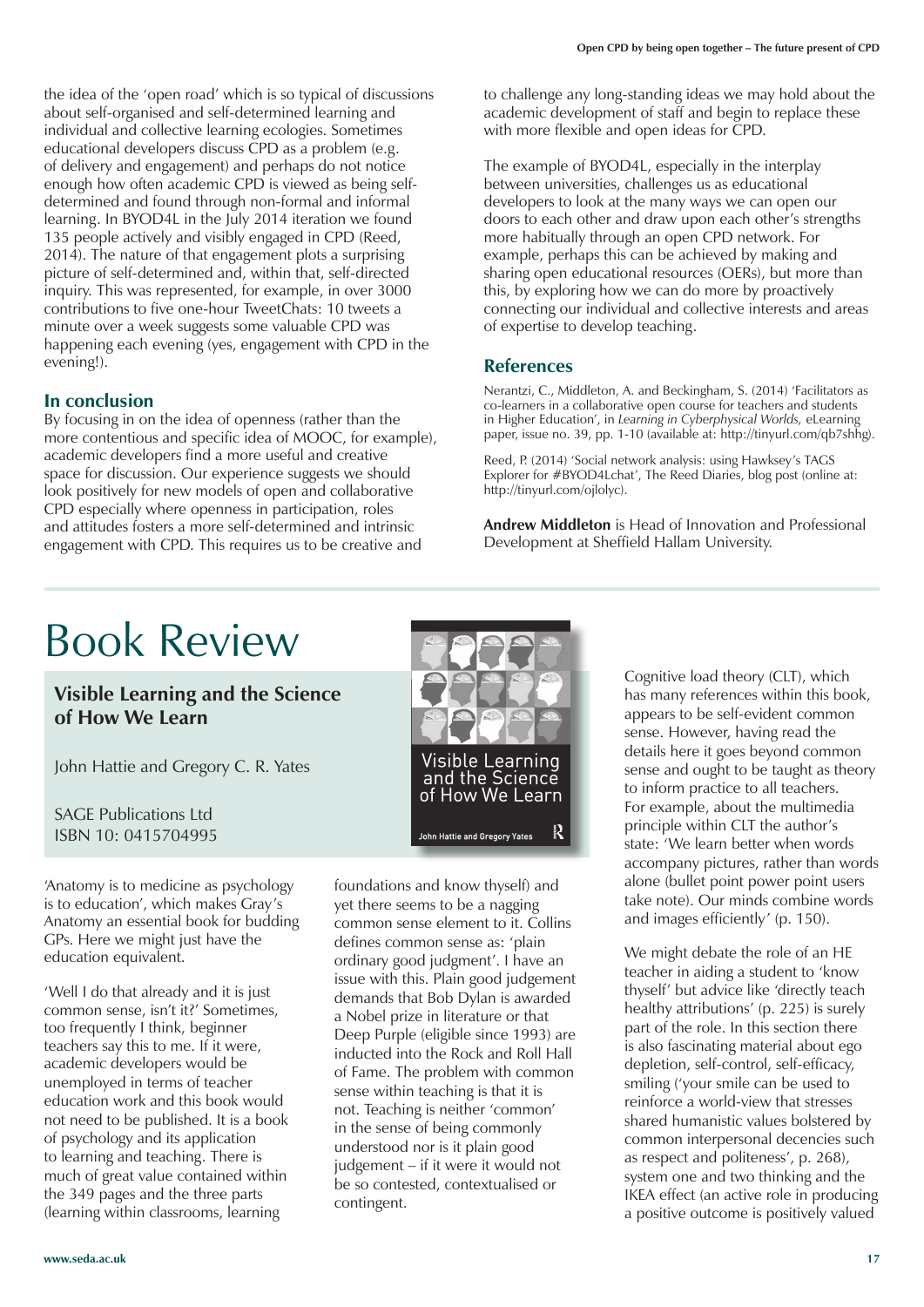the idea of the 'open road' which is so typical of discussions about self-organised and self-determined learning and individual and collective learning ecologies. Sometimes educational developers discuss CPD as a problem (e.g. of delivery and engagement) and perhaps do not notice enough how often academic CPD is viewed as being self-determined and found through non-formal and informal learning. In BYOD4L in the July 2014 iteration we found 135 people actively and visibly engaged in CPD (Reed, 2014). The nature of that engagement plots a surprising picture of self-determined and, within that, self-directed inquiry. This was represented, for example, in over 3000 contributions to five one-hour TweetChats: 10 tweets a minute over a week suggests some valuable CPD was happening each evening (yes, engagement with CPD in the evening!).

## In conclusion

By focusing in on the idea of openness (rather than the more contentious and specific idea of MOOC, for example), academic developers find a more useful and creative space for discussion. Our experience suggests we should look positively for new models of open and collaborative CPD especially where openness in participation, roles and attitudes fosters a more self-determined and intrinsic engagement with CPD. This requires us to be creative and to challenge any long-standing ideas we may hold about the academic development of staff and begin to replace these with more flexible and open ideas for CPD.

The example of BYOD4L, especially in the interplay between universities, challenges us as educational developers to look at the many ways we can open our doors to each other and draw upon each other's strengths more habitually through an open CPD network. For example, perhaps this can be achieved by making and sharing open educational resources (OERs), but more than this, by exploring how we can do more by proactively connecting our individual and collective interests and areas of expertise to develop teaching.

## References

Nerantzi, C., Middleton, A. and Beckingham, S. (2014) 'Facilitators as co-learners in a collaborative open course for teachers and students in Higher Education', in *Learning in Cyberphysical Worlds,* eLearning paper, issue no. 39, pp. 1-10 (available at: http://tinyurl.com/qb7shhg).

Reed, P. (2014) 'Social network analysis: using Hawksey's TAGS Explorer for #BYOD4Lchat', The Reed Diaries, blog post (online at: http://tinyurl.com/ojlolyc).

**Andrew Middleton** is Head of Innovation and Professional Development at Sheffield Hallam University.

# Book Review

## Visible Learning and the Science of How We Learn

John Hattie and Gregory C. R. Yates

SAGE Publications Ltd
ISBN 10: 0415704995

'Anatomy is to medicine as psychology is to education', which makes Gray's Anatomy an essential book for budding GPs. Here we might just have the education equivalent.

'Well I do that already and it is just common sense, isn't it?' Sometimes, too frequently I think, beginner teachers say this to me. If it were, academic developers would be unemployed in terms of teacher education work and this book would not need to be published. It is a book of psychology and its application to learning and teaching. There is much of great value contained within the 349 pages and the three parts (learning within classrooms, learning foundations and know thyself) and yet there seems to be a nagging common sense element to it. Collins defines common sense as: 'plain ordinary good judgment'. I have an issue with this. Plain good judgement demands that Bob Dylan is awarded a Nobel prize in literature or that Deep Purple (eligible since 1993) are inducted into the Rock and Roll Hall of Fame. The problem with common sense within teaching is that it is not. Teaching is neither 'common' in the sense of being commonly understood nor is it plain good judgement – if it were it would not be so contested, contextualised or contingent.

Cognitive load theory (CLT), which has many references within this book, appears to be self-evident common sense. However, having read the details here it goes beyond common sense and ought to be taught as theory to inform practice to all teachers. For example, about the multimedia principle within CLT the author's state: 'We learn better when words accompany pictures, rather than words alone (bullet point power point users take note). Our minds combine words and images efficiently' (p. 150).

We might debate the role of an HE teacher in aiding a student to 'know thyself' but advice like 'directly teach healthy attributions' (p. 225) is surely part of the role. In this section there is also fascinating material about ego depletion, self-control, self-efficacy, smiling ('your smile can be used to reinforce a world-view that stresses shared humanistic values bolstered by common interpersonal decencies such as respect and politeness', p. 268), system one and two thinking and the IKEA effect (an active role in producing a positive outcome is positively valued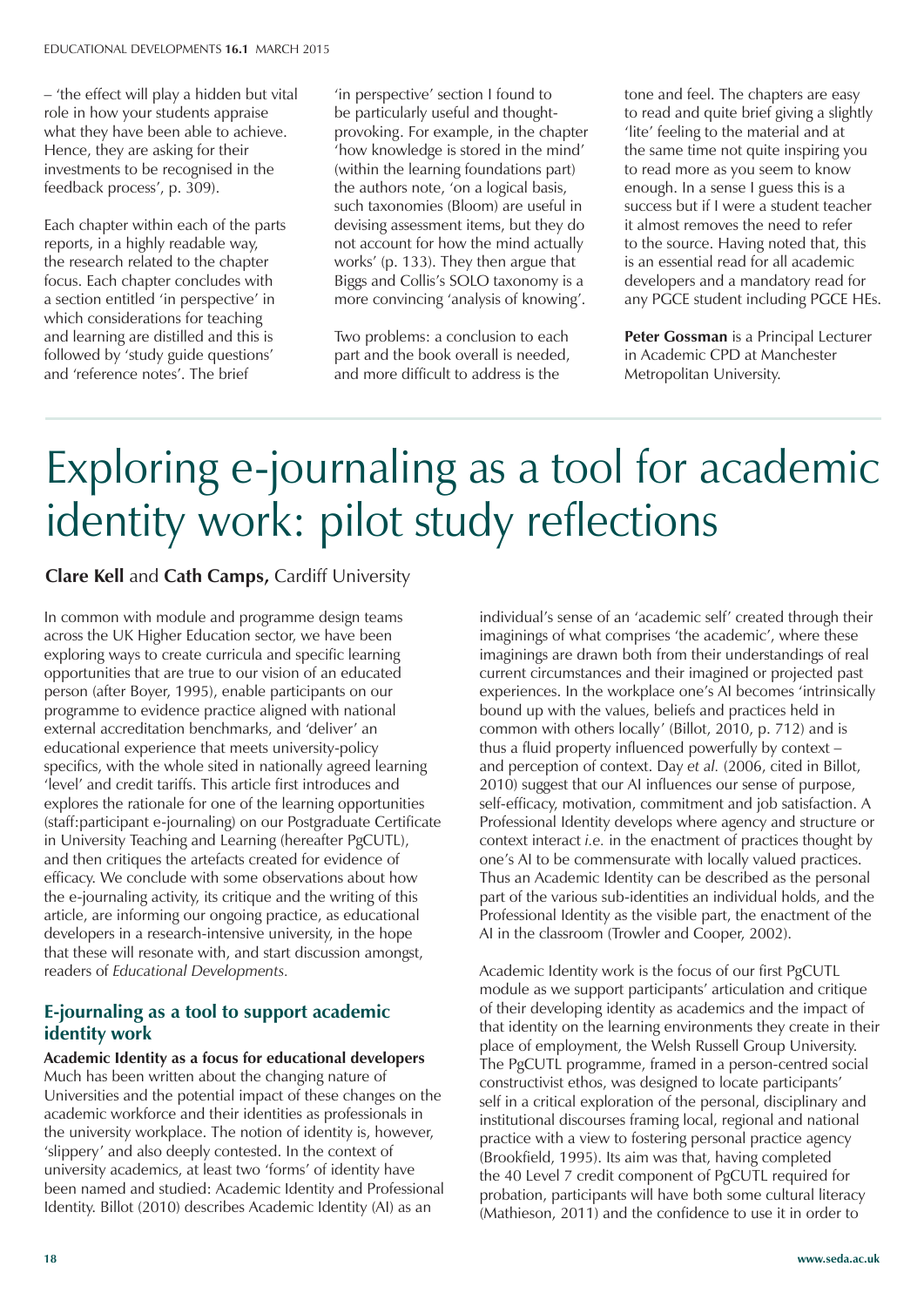– 'the effect will play a hidden but vital role in how your students appraise what they have been able to achieve. Hence, they are asking for their investments to be recognised in the feedback process', p. 309).

Each chapter within each of the parts reports, in a highly readable way, the research related to the chapter focus. Each chapter concludes with a section entitled 'in perspective' in which considerations for teaching and learning are distilled and this is followed by 'study guide questions' and 'reference notes'. The brief 'in perspective' section I found to be particularly useful and thought-provoking. For example, in the chapter 'how knowledge is stored in the mind' (within the learning foundations part) the authors note, 'on a logical basis, such taxonomies (Bloom) are useful in devising assessment items, but they do not account for how the mind actually works' (p. 133). They then argue that Biggs and Collis's SOLO taxonomy is a more convincing 'analysis of knowing'.

Two problems: a conclusion to each part and the book overall is needed, and more difficult to address is the tone and feel. The chapters are easy to read and quite brief giving a slightly 'lite' feeling to the material and at the same time not quite inspiring you to read more as you seem to know enough. In a sense I guess this is a success but if I were a student teacher it almost removes the need to refer to the source. Having noted that, this is an essential read for all academic developers and a mandatory read for any PGCE student including PGCE HEs.

**Peter Gossman** is a Principal Lecturer in Academic CPD at Manchester Metropolitan University.

# Exploring e-journaling as a tool for academic identity work: pilot study reflections

**Clare Kell** and **Cath Camps,** Cardiff University

In common with module and programme design teams across the UK Higher Education sector, we have been exploring ways to create curricula and specific learning opportunities that are true to our vision of an educated person (after Boyer, 1995), enable participants on our programme to evidence practice aligned with national external accreditation benchmarks, and 'deliver' an educational experience that meets university-policy specifics, with the whole sited in nationally agreed learning 'level' and credit tariffs. This article first introduces and explores the rationale for one of the learning opportunities (staff:participant e-journaling) on our Postgraduate Certificate in University Teaching and Learning (hereafter PgCUTL), and then critiques the artefacts created for evidence of efficacy. We conclude with some observations about how the e-journaling activity, its critique and the writing of this article, are informing our ongoing practice, as educational developers in a research-intensive university, in the hope that these will resonate with, and start discussion amongst, readers of *Educational Developments.*

## E-journaling as a tool to support academic identity work

**Academic Identity as a focus for educational developers**

Much has been written about the changing nature of Universities and the potential impact of these changes on the academic workforce and their identities as professionals in the university workplace. The notion of identity is, however, 'slippery' and also deeply contested. In the context of university academics, at least two 'forms' of identity have been named and studied: Academic Identity and Professional Identity. Billot (2010) describes Academic Identity (AI) as an individual's sense of an 'academic self' created through their imaginings of what comprises 'the academic', where these imaginings are drawn both from their understandings of real current circumstances and their imagined or projected past experiences. In the workplace one's AI becomes 'intrinsically bound up with the values, beliefs and practices held in common with others locally' (Billot, 2010, p. 712) and is thus a fluid property influenced powerfully by context – and perception of context. Day *et al.* (2006, cited in Billot, 2010) suggest that our AI influences our sense of purpose, self-efficacy, motivation, commitment and job satisfaction. A Professional Identity develops where agency and structure or context interact *i.e.* in the enactment of practices thought by one's AI to be commensurate with locally valued practices. Thus an Academic Identity can be described as the personal part of the various sub-identities an individual holds, and the Professional Identity as the visible part, the enactment of the AI in the classroom (Trowler and Cooper, 2002).

Academic Identity work is the focus of our first PgCUTL module as we support participants' articulation and critique of their developing identity as academics and the impact of that identity on the learning environments they create in their place of employment, the Welsh Russell Group University. The PgCUTL programme, framed in a person-centred social constructivist ethos, was designed to locate participants' self in a critical exploration of the personal, disciplinary and institutional discourses framing local, regional and national practice with a view to fostering personal practice agency (Brookfield, 1995). Its aim was that, having completed the 40 Level 7 credit component of PgCUTL required for probation, participants will have both some cultural literacy (Mathieson, 2011) and the confidence to use it in order to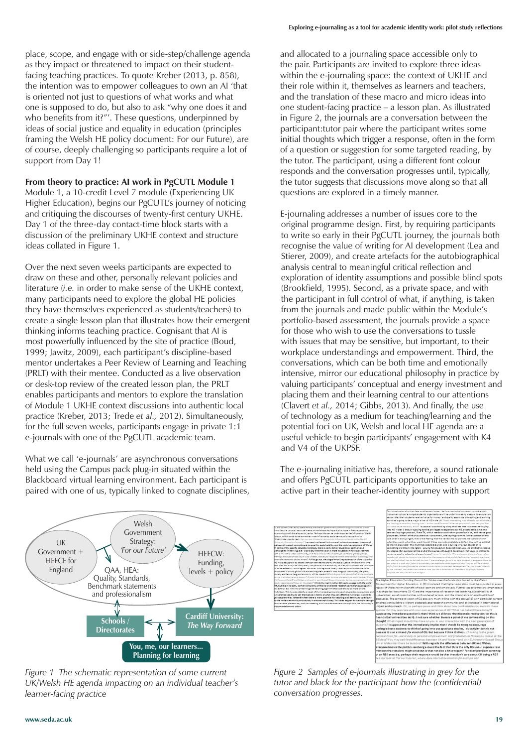place, scope, and engage with or side-step/challenge agenda as they impact or threatened to impact on their student-facing teaching practices. To quote Kreber (2013, p. 858), the intention was to empower colleagues to own an AI 'that is oriented not just to questions of what works and what one is supposed to do, but also to ask "why one does it and who benefits from it?"'. These questions, underpinned by ideas of social justice and equality in education (principles framing the Welsh HE policy document: For our Future), are of course, deeply challenging so participants require a lot of support from Day 1!

**From theory to practice: AI work in PgCUTL Module 1**

Module 1, a 10-credit Level 7 module (Experiencing UK Higher Education), begins our PgCUTL's journey of noticing and critiquing the discourses of twenty-first century UKHE. Day 1 of the three-day contact-time block starts with a discussion of the preliminary UKHE context and structure ideas collated in Figure 1.

Over the next seven weeks participants are expected to draw on these and other, personally relevant policies and literature (*i.e.* in order to make sense of the UKHE context, many participants need to explore the global HE policies they have themselves experienced as students/teachers) to create a single lesson plan that illustrates how their emergent thinking informs teaching practice. Cognisant that AI is most powerfully influenced by the site of practice (Boud, 1999; Jawitz, 2009), each participant's discipline-based mentor undertakes a Peer Review of Learning and Teaching (PRLT) with their mentee. Conducted as a live observation or desk-top review of the created lesson plan, the PRLT enables participants and mentors to explore the translation of Module 1 UKHE context discussions into authentic local practice (Kreber, 2013; Trede *et al.,* 2012). Simultaneously, for the full seven weeks, participants engage in private 1:1 e-journals with one of the PgCUTL academic team.

What we call 'e-journals' are asynchronous conversations held using the Campus pack plug-in situated within the Blackboard virtual learning environment. Each participant is paired with one of us, typically linked to cognate disciplines, and allocated to a journaling space accessible only to the pair. Participants are invited to explore three ideas within the e-journaling space: the context of UKHE and their role within it, themselves as learners and teachers, and the translation of these macro and micro ideas into one student-facing practice – a lesson plan. As illustrated in Figure 2, the journals are a conversation between the participant:tutor pair where the participant writes some initial thoughts which trigger a response, often in the form of a question or suggestion for some targeted reading, by the tutor. The participant, using a different font colour responds and the conversation progresses until, typically, the tutor suggests that discussions move along so that all questions are explored in a timely manner.

E-journaling addresses a number of issues core to the original programme design. First, by requiring participants to write so early in their PgCUTL journey, the journals both recognise the value of writing for AI development (Lea and Stierer, 2009), and create artefacts for the autobiographical analysis central to meaningful critical reflection and exploration of identity assumptions and possible blind spots (Brookfield, 1995). Second, as a private space, and with the participant in full control of what, if anything, is taken from the journals and made public within the Module's portfolio-based assessment, the journals provide a space for those who wish to use the conversations to tussle with issues that may be sensitive, but important, to their workplace understandings and empowerment. Third, the conversations, which can be both time and emotionally intensive, mirror our educational philosophy in practice by valuing participants' conceptual and energy investment and placing them and their learning central to our attentions (Clavert *et al.,* 2014; Gibbs, 2013). And finally, the use of technology as a medium for teaching/learning and the potential foci on UK, Welsh and local HE agenda are a useful vehicle to begin participants' engagement with K4 and V4 of the UKPSF.

The e-journaling initiative has, therefore, a sound rationale and offers PgCUTL participants opportunities to take an active part in their teacher-identity journey with support

*Figure 1 The schematic representation of some current UK/Welsh HE agenda impacting on an individual teacher's learner-facing practice*

*Figure 2 Samples of e-journals illustrating in grey for the tutor and black for the participant how the (confidential) conversation progresses.*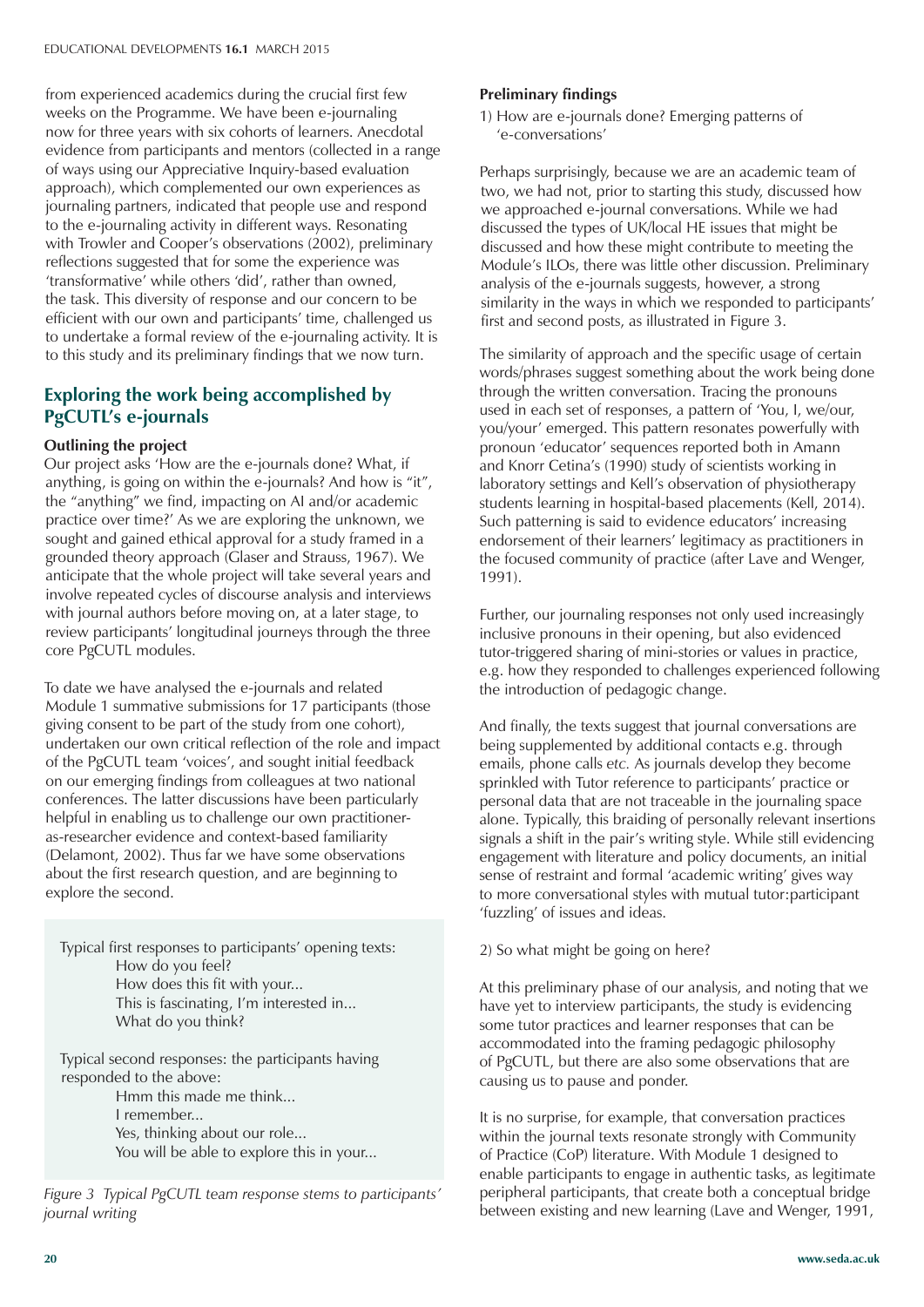from experienced academics during the crucial first few weeks on the Programme. We have been e-journaling now for three years with six cohorts of learners. Anecdotal evidence from participants and mentors (collected in a range of ways using our Appreciative Inquiry-based evaluation approach), which complemented our own experiences as journaling partners, indicated that people use and respond to the e-journaling activity in different ways. Resonating with Trowler and Cooper's observations (2002), preliminary reflections suggested that for some the experience was 'transformative' while others 'did', rather than owned, the task. This diversity of response and our concern to be efficient with our own and participants' time, challenged us to undertake a formal review of the e-journaling activity. It is to this study and its preliminary findings that we now turn.

## Exploring the work being accomplished by PgCUTL's e-journals

### Outlining the project

Our project asks 'How are the e-journals done? What, if anything, is going on within the e-journals? And how is "it", the "anything" we find, impacting on AI and/or academic practice over time?' As we are exploring the unknown, we sought and gained ethical approval for a study framed in a grounded theory approach (Glaser and Strauss, 1967). We anticipate that the whole project will take several years and involve repeated cycles of discourse analysis and interviews with journal authors before moving on, at a later stage, to review participants' longitudinal journeys through the three core PgCUTL modules.

To date we have analysed the e-journals and related Module 1 summative submissions for 17 participants (those giving consent to be part of the study from one cohort), undertaken our own critical reflection of the role and impact of the PgCUTL team 'voices', and sought initial feedback on our emerging findings from colleagues at two national conferences. The latter discussions have been particularly helpful in enabling us to challenge our own practitioner-as-researcher evidence and context-based familiarity (Delamont, 2002). Thus far we have some observations about the first research question, and are beginning to explore the second.

> Typical first responses to participants' opening texts:
> How do you feel?
> How does this fit with your...
> This is fascinating, I'm interested in...
> What do you think?
>
> Typical second responses: the participants having responded to the above:
> Hmm this made me think...
> I remember...
> Yes, thinking about our role...
> You will be able to explore this in your...

*Figure 3 Typical PgCUTL team response stems to participants' journal writing*

### Preliminary findings

1) How are e-journals done? Emerging patterns of 'e-conversations'

Perhaps surprisingly, because we are an academic team of two, we had not, prior to starting this study, discussed how we approached e-journal conversations. While we had discussed the types of UK/local HE issues that might be discussed and how these might contribute to meeting the Module's ILOs, there was little other discussion. Preliminary analysis of the e-journals suggests, however, a strong similarity in the ways in which we responded to participants' first and second posts, as illustrated in Figure 3.

The similarity of approach and the specific usage of certain words/phrases suggest something about the work being done through the written conversation. Tracing the pronouns used in each set of responses, a pattern of 'You, I, we/our, you/your' emerged. This pattern resonates powerfully with pronoun 'educator' sequences reported both in Amann and Knorr Cetina's (1990) study of scientists working in laboratory settings and Kell's observation of physiotherapy students learning in hospital-based placements (Kell, 2014). Such patterning is said to evidence educators' increasing endorsement of their learners' legitimacy as practitioners in the focused community of practice (after Lave and Wenger, 1991).

Further, our journaling responses not only used increasingly inclusive pronouns in their opening, but also evidenced tutor-triggered sharing of mini-stories or values in practice, e.g. how they responded to challenges experienced following the introduction of pedagogic change.

And finally, the texts suggest that journal conversations are being supplemented by additional contacts e.g. through emails, phone calls *etc.* As journals develop they become sprinkled with Tutor reference to participants' practice or personal data that are not traceable in the journaling space alone. Typically, this braiding of personally relevant insertions signals a shift in the pair's writing style. While still evidencing engagement with literature and policy documents, an initial sense of restraint and formal 'academic writing' gives way to more conversational styles with mutual tutor:participant 'fuzzling' of issues and ideas.

2) So what might be going on here?

At this preliminary phase of our analysis, and noting that we have yet to interview participants, the study is evidencing some tutor practices and learner responses that can be accommodated into the framing pedagogic philosophy of PgCUTL, but there are also some observations that are causing us to pause and ponder.

It is no surprise, for example, that conversation practices within the journal texts resonate strongly with Community of Practice (CoP) literature. With Module 1 designed to enable participants to engage in authentic tasks, as legitimate peripheral participants, that create both a conceptual bridge between existing and new learning (Lave and Wenger, 1991,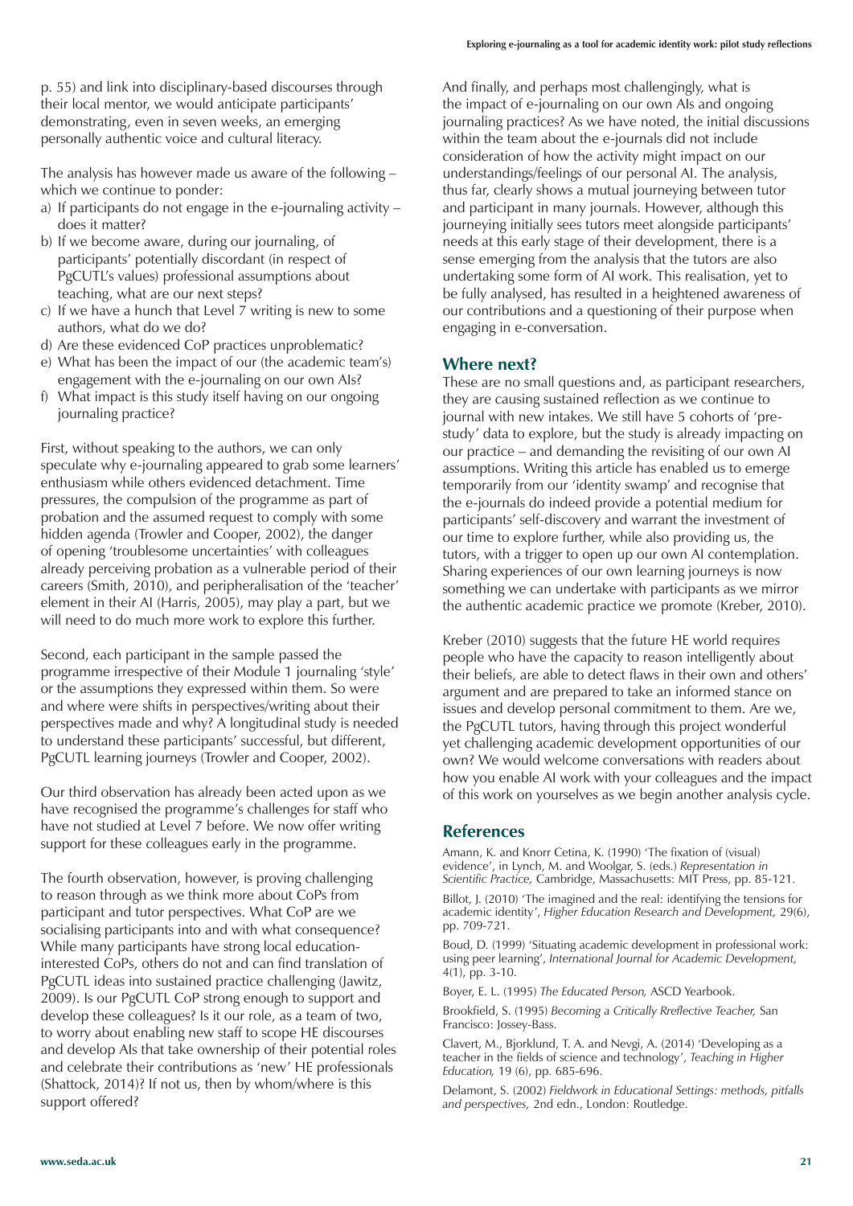p. 55) and link into disciplinary-based discourses through their local mentor, we would anticipate participants' demonstrating, even in seven weeks, an emerging personally authentic voice and cultural literacy.

The analysis has however made us aware of the following – which we continue to ponder:

a) If participants do not engage in the e-journaling activity – does it matter?
b) If we become aware, during our journaling, of participants' potentially discordant (in respect of PgCUTL's values) professional assumptions about teaching, what are our next steps?
c) If we have a hunch that Level 7 writing is new to some authors, what do we do?
d) Are these evidenced CoP practices unproblematic?
e) What has been the impact of our (the academic team's) engagement with the e-journaling on our own AIs?
f) What impact is this study itself having on our ongoing journaling practice?

First, without speaking to the authors, we can only speculate why e-journaling appeared to grab some learners' enthusiasm while others evidenced detachment. Time pressures, the compulsion of the programme as part of probation and the assumed request to comply with some hidden agenda (Trowler and Cooper, 2002), the danger of opening 'troublesome uncertainties' with colleagues already perceiving probation as a vulnerable period of their careers (Smith, 2010), and peripheralisation of the 'teacher' element in their AI (Harris, 2005), may play a part, but we will need to do much more work to explore this further.

Second, each participant in the sample passed the programme irrespective of their Module 1 journaling 'style' or the assumptions they expressed within them. So were and where were shifts in perspectives/writing about their perspectives made and why? A longitudinal study is needed to understand these participants' successful, but different, PgCUTL learning journeys (Trowler and Cooper, 2002).

Our third observation has already been acted upon as we have recognised the programme's challenges for staff who have not studied at Level 7 before. We now offer writing support for these colleagues early in the programme.

The fourth observation, however, is proving challenging to reason through as we think more about CoPs from participant and tutor perspectives. What CoP are we socialising participants into and with what consequence? While many participants have strong local education-interested CoPs, others do not and can find translation of PgCUTL ideas into sustained practice challenging (Jawitz, 2009). Is our PgCUTL CoP strong enough to support and develop these colleagues? Is it our role, as a team of two, to worry about enabling new staff to scope HE discourses and develop AIs that take ownership of their potential roles and celebrate their contributions as 'new' HE professionals (Shattock, 2014)? If not us, then by whom/where is this support offered?

And finally, and perhaps most challengingly, what is the impact of e-journaling on our own AIs and ongoing journaling practices? As we have noted, the initial discussions within the team about the e-journals did not include consideration of how the activity might impact on our understandings/feelings of our personal AI. The analysis, thus far, clearly shows a mutual journeying between tutor and participant in many journals. However, although this journeying initially sees tutors meet alongside participants' needs at this early stage of their development, there is a sense emerging from the analysis that the tutors are also undertaking some form of AI work. This realisation, yet to be fully analysed, has resulted in a heightened awareness of our contributions and a questioning of their purpose when engaging in e-conversation.

## Where next?

These are no small questions and, as participant researchers, they are causing sustained reflection as we continue to journal with new intakes. We still have 5 cohorts of 'pre-study' data to explore, but the study is already impacting on our practice – and demanding the revisiting of our own AI assumptions. Writing this article has enabled us to emerge temporarily from our 'identity swamp' and recognise that the e-journals do indeed provide a potential medium for participants' self-discovery and warrant the investment of our time to explore further, while also providing us, the tutors, with a trigger to open up our own AI contemplation. Sharing experiences of our own learning journeys is now something we can undertake with participants as we mirror the authentic academic practice we promote (Kreber, 2010).

Kreber (2010) suggests that the future HE world requires people who have the capacity to reason intelligently about their beliefs, are able to detect flaws in their own and others' argument and are prepared to take an informed stance on issues and develop personal commitment to them. Are we, the PgCUTL tutors, having through this project wonderful yet challenging academic development opportunities of our own? We would welcome conversations with readers about how you enable AI work with your colleagues and the impact of this work on yourselves as we begin another analysis cycle.

## References

Amann, K. and Knorr Cetina, K. (1990) 'The fixation of (visual) evidence', in Lynch, M. and Woolgar, S. (eds.) *Representation in Scientific Practice,* Cambridge, Massachusetts: MIT Press, pp. 85-121.

Billot, J. (2010) 'The imagined and the real: identifying the tensions for academic identity', *Higher Education Research and Development,* 29(6), pp. 709-721.

Boud, D. (1999) 'Situating academic development in professional work: using peer learning', *International Journal for Academic Development,* 4(1), pp. 3-10.

Boyer, E. L. (1995) *The Educated Person,* ASCD Yearbook.

Brookfield, S. (1995) *Becoming a Critically Rreflective Teacher,* San Francisco: Jossey-Bass.

Clavert, M., Bjorklund, T. A. and Nevgi, A. (2014) 'Developing as a teacher in the fields of science and technology', *Teaching in Higher Education,* 19 (6), pp. 685-696.

Delamont, S. (2002) *Fieldwork in Educational Settings: methods, pitfalls and perspectives,* 2nd edn., London: Routledge.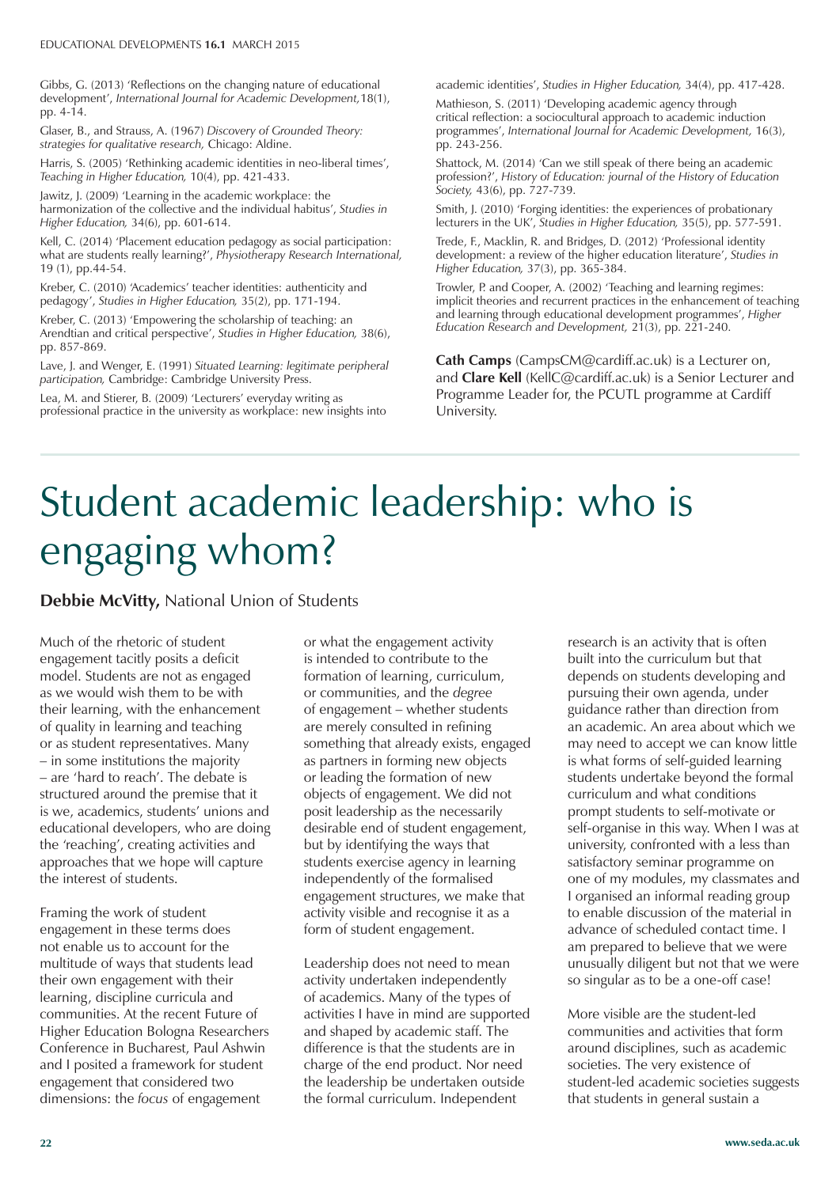Gibbs, G. (2013) 'Reflections on the changing nature of educational development', *International Journal for Academic Development,*18(1), pp. 4-14.

Glaser, B., and Strauss, A. (1967) *Discovery of Grounded Theory: strategies for qualitative research,* Chicago: Aldine.

Harris, S. (2005) 'Rethinking academic identities in neo-liberal times', *Teaching in Higher Education,* 10(4), pp. 421-433.

Jawitz, J. (2009) 'Learning in the academic workplace: the harmonization of the collective and the individual habitus', *Studies in Higher Education,* 34(6), pp. 601-614.

Kell, C. (2014) 'Placement education pedagogy as social participation: what are students really learning?', *Physiotherapy Research International,* 19 (1), pp.44-54.

Kreber, C. (2010) 'Academics' teacher identities: authenticity and pedagogy', *Studies in Higher Education,* 35(2), pp. 171-194.

Kreber, C. (2013) 'Empowering the scholarship of teaching: an Arendtian and critical perspective', *Studies in Higher Education,* 38(6), pp. 857-869.

Lave, J. and Wenger, E. (1991) *Situated Learning: legitimate peripheral participation,* Cambridge: Cambridge University Press.

Lea, M. and Stierer, B. (2009) 'Lecturers' everyday writing as professional practice in the university as workplace: new insights into academic identities', *Studies in Higher Education,* 34(4), pp. 417-428.

Mathieson, S. (2011) 'Developing academic agency through critical reflection: a sociocultural approach to academic induction programmes', *International Journal for Academic Development,* 16(3), pp. 243-256.

Shattock, M. (2014) 'Can we still speak of there being an academic profession?', *History of Education: journal of the History of Education Society,* 43(6), pp. 727-739.

Smith, J. (2010) 'Forging identities: the experiences of probationary lecturers in the UK', *Studies in Higher Education,* 35(5), pp. 577-591.

Trede, F., Macklin, R. and Bridges, D. (2012) 'Professional identity development: a review of the higher education literature', *Studies in Higher Education,* 37(3), pp. 365-384.

Trowler, P. and Cooper, A. (2002) 'Teaching and learning regimes: implicit theories and recurrent practices in the enhancement of teaching and learning through educational development programmes', *Higher Education Research and Development,* 21(3), pp. 221-240.

**Cath Camps** (CampsCM@cardiff.ac.uk) is a Lecturer on, and **Clare Kell** (KellC@cardiff.ac.uk) is a Senior Lecturer and Programme Leader for, the PCUTL programme at Cardiff University.

# Student academic leadership: who is engaging whom?

**Debbie McVitty,** National Union of Students

Much of the rhetoric of student engagement tacitly posits a deficit model. Students are not as engaged as we would wish them to be with their learning, with the enhancement of quality in learning and teaching or as student representatives. Many – in some institutions the majority – are 'hard to reach'. The debate is structured around the premise that it is we, academics, students' unions and educational developers, who are doing the 'reaching', creating activities and approaches that we hope will capture the interest of students.

Framing the work of student engagement in these terms does not enable us to account for the multitude of ways that students lead their own engagement with their learning, discipline curricula and communities. At the recent Future of Higher Education Bologna Researchers Conference in Bucharest, Paul Ashwin and I posited a framework for student engagement that considered two dimensions: the *focus* of engagement or what the engagement activity is intended to contribute to the formation of learning, curriculum, or communities, and the *degree* of engagement – whether students are merely consulted in refining something that already exists, engaged as partners in forming new objects or leading the formation of new objects of engagement. We did not posit leadership as the necessarily desirable end of student engagement, but by identifying the ways that students exercise agency in learning independently of the formalised engagement structures, we make that activity visible and recognise it as a form of student engagement.

Leadership does not need to mean activity undertaken independently of academics. Many of the types of activities I have in mind are supported and shaped by academic staff. The difference is that the students are in charge of the end product. Nor need the leadership be undertaken outside the formal curriculum. Independent research is an activity that is often built into the curriculum but that depends on students developing and pursuing their own agenda, under guidance rather than direction from an academic. An area about which we may need to accept we can know little is what forms of self-guided learning students undertake beyond the formal curriculum and what conditions prompt students to self-motivate or self-organise in this way. When I was at university, confronted with a less than satisfactory seminar programme on one of my modules, my classmates and I organised an informal reading group to enable discussion of the material in advance of scheduled contact time. I am prepared to believe that we were unusually diligent but not that we were so singular as to be a one-off case!

More visible are the student-led communities and activities that form around disciplines, such as academic societies. The very existence of student-led academic societies suggests that students in general sustain a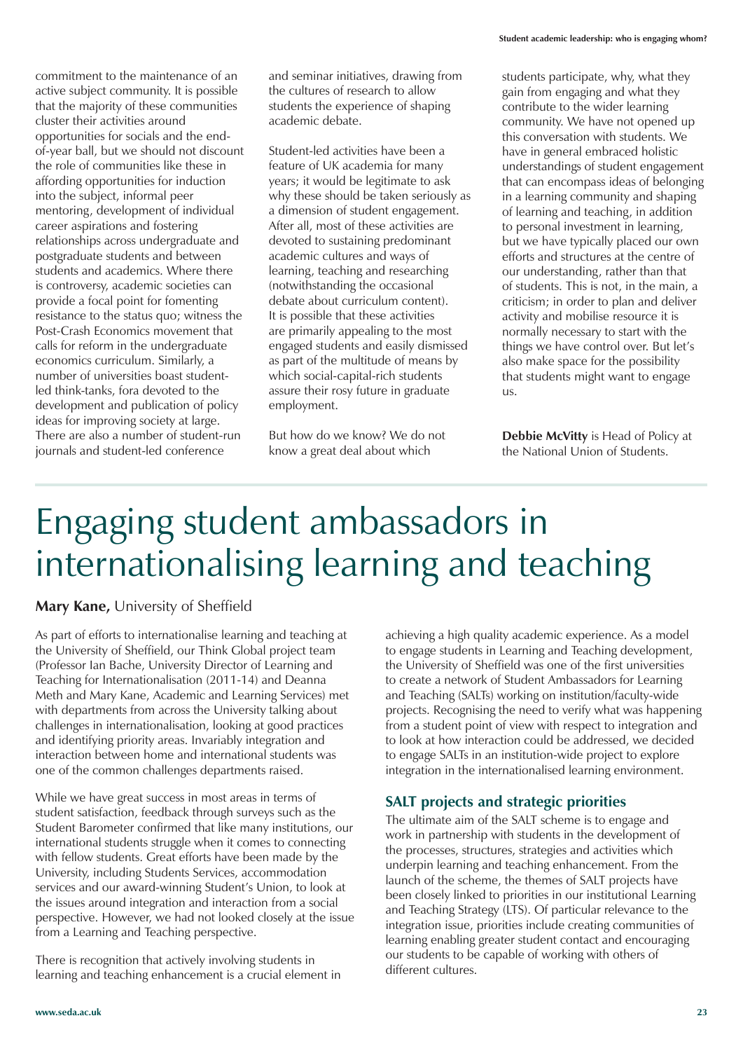commitment to the maintenance of an active subject community. It is possible that the majority of these communities cluster their activities around opportunities for socials and the end-of-year ball, but we should not discount the role of communities like these in affording opportunities for induction into the subject, informal peer mentoring, development of individual career aspirations and fostering relationships across undergraduate and postgraduate students and between students and academics. Where there is controversy, academic societies can provide a focal point for fomenting resistance to the status quo; witness the Post-Crash Economics movement that calls for reform in the undergraduate economics curriculum. Similarly, a number of universities boast student-led think-tanks, fora devoted to the development and publication of policy ideas for improving society at large. There are also a number of student-run journals and student-led conference and seminar initiatives, drawing from the cultures of research to allow students the experience of shaping academic debate.

Student-led activities have been a feature of UK academia for many years; it would be legitimate to ask why these should be taken seriously as a dimension of student engagement. After all, most of these activities are devoted to sustaining predominant academic cultures and ways of learning, teaching and researching (notwithstanding the occasional debate about curriculum content). It is possible that these activities are primarily appealing to the most engaged students and easily dismissed as part of the multitude of means by which social-capital-rich students assure their rosy future in graduate employment.

But how do we know? We do not know a great deal about which students participate, why, what they gain from engaging and what they contribute to the wider learning community. We have not opened up this conversation with students. We have in general embraced holistic understandings of student engagement that can encompass ideas of belonging in a learning community and shaping of learning and teaching, in addition to personal investment in learning, but we have typically placed our own efforts and structures at the centre of our understanding, rather than that of students. This is not, in the main, a criticism; in order to plan and deliver activity and mobilise resource it is normally necessary to start with the things we have control over. But let's also make space for the possibility that students might want to engage us.

**Debbie McVitty** is Head of Policy at the National Union of Students.

# Engaging student ambassadors in internationalising learning and teaching

**Mary Kane,** University of Sheffield

As part of efforts to internationalise learning and teaching at the University of Sheffield, our Think Global project team (Professor Ian Bache, University Director of Learning and Teaching for Internationalisation (2011-14) and Deanna Meth and Mary Kane, Academic and Learning Services) met with departments from across the University talking about challenges in internationalisation, looking at good practices and identifying priority areas. Invariably integration and interaction between home and international students was one of the common challenges departments raised.

While we have great success in most areas in terms of student satisfaction, feedback through surveys such as the Student Barometer confirmed that like many institutions, our international students struggle when it comes to connecting with fellow students. Great efforts have been made by the University, including Students Services, accommodation services and our award-winning Student's Union, to look at the issues around integration and interaction from a social perspective. However, we had not looked closely at the issue from a Learning and Teaching perspective.

There is recognition that actively involving students in learning and teaching enhancement is a crucial element in achieving a high quality academic experience. As a model to engage students in Learning and Teaching development, the University of Sheffield was one of the first universities to create a network of Student Ambassadors for Learning and Teaching (SALTs) working on institution/faculty-wide projects. Recognising the need to verify what was happening from a student point of view with respect to integration and to look at how interaction could be addressed, we decided to engage SALTs in an institution-wide project to explore integration in the internationalised learning environment.

### SALT projects and strategic priorities

The ultimate aim of the SALT scheme is to engage and work in partnership with students in the development of the processes, structures, strategies and activities which underpin learning and teaching enhancement. From the launch of the scheme, the themes of SALT projects have been closely linked to priorities in our institutional Learning and Teaching Strategy (LTS). Of particular relevance to the integration issue, priorities include creating communities of learning enabling greater student contact and encouraging our students to be capable of working with others of different cultures.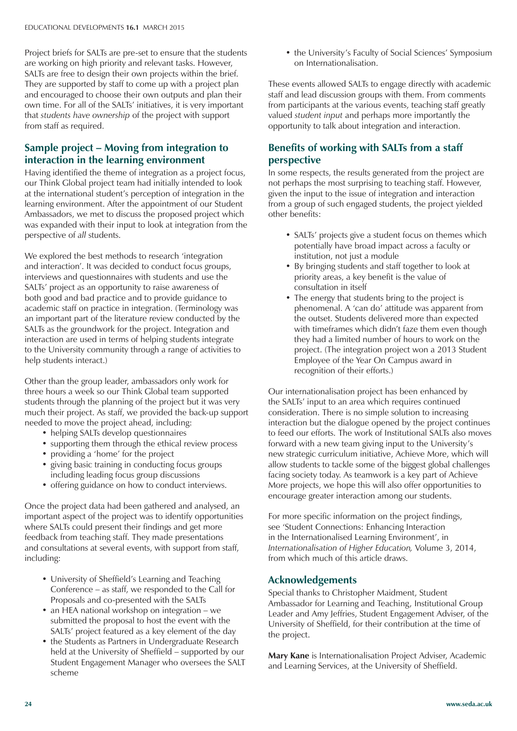Project briefs for SALTs are pre-set to ensure that the students are working on high priority and relevant tasks. However, SALTs are free to design their own projects within the brief. They are supported by staff to come up with a project plan and encouraged to choose their own outputs and plan their own time. For all of the SALTs' initiatives, it is very important that *students have ownership* of the project with support from staff as required.

## Sample project – Moving from integration to interaction in the learning environment

Having identified the theme of integration as a project focus, our Think Global project team had initially intended to look at the international student's perception of integration in the learning environment. After the appointment of our Student Ambassadors, we met to discuss the proposed project which was expanded with their input to look at integration from the perspective of *all* students.

We explored the best methods to research 'integration and interaction'. It was decided to conduct focus groups, interviews and questionnaires with students and use the SALTs' project as an opportunity to raise awareness of both good and bad practice and to provide guidance to academic staff on practice in integration. (Terminology was an important part of the literature review conducted by the SALTs as the groundwork for the project. Integration and interaction are used in terms of helping students integrate to the University community through a range of activities to help students interact.)

Other than the group leader, ambassadors only work for three hours a week so our Think Global team supported students through the planning of the project but it was very much their project. As staff, we provided the back-up support needed to move the project ahead, including:

- helping SALTs develop questionnaires
- supporting them through the ethical review process
- providing a 'home' for the project
- giving basic training in conducting focus groups including leading focus group discussions
- offering guidance on how to conduct interviews.

Once the project data had been gathered and analysed, an important aspect of the project was to identify opportunities where SALTs could present their findings and get more feedback from teaching staff. They made presentations and consultations at several events, with support from staff, including:

- University of Sheffield's Learning and Teaching Conference – as staff, we responded to the Call for Proposals and co-presented with the SALTs
- an HEA national workshop on integration – we submitted the proposal to host the event with the SALTs' project featured as a key element of the day
- the Students as Partners in Undergraduate Research held at the University of Sheffield – supported by our Student Engagement Manager who oversees the SALT scheme
- the University's Faculty of Social Sciences' Symposium on Internationalisation.

These events allowed SALTs to engage directly with academic staff and lead discussion groups with them. From comments from participants at the various events, teaching staff greatly valued *student input* and perhaps more importantly the opportunity to talk about integration and interaction.

## Benefits of working with SALTs from a staff perspective

In some respects, the results generated from the project are not perhaps the most surprising to teaching staff. However, given the input to the issue of integration and interaction from a group of such engaged students, the project yielded other benefits:

- SALTs' projects give a student focus on themes which potentially have broad impact across a faculty or institution, not just a module
- By bringing students and staff together to look at priority areas, a key benefit is the value of consultation in itself
- The energy that students bring to the project is phenomenal. A 'can do' attitude was apparent from the outset. Students delivered more than expected with timeframes which didn't faze them even though they had a limited number of hours to work on the project. (The integration project won a 2013 Student Employee of the Year On Campus award in recognition of their efforts.)

Our internationalisation project has been enhanced by the SALTs' input to an area which requires continued consideration. There is no simple solution to increasing interaction but the dialogue opened by the project continues to feed our efforts. The work of Institutional SALTs also moves forward with a new team giving input to the University's new strategic curriculum initiative, Achieve More, which will allow students to tackle some of the biggest global challenges facing society today. As teamwork is a key part of Achieve More projects, we hope this will also offer opportunities to encourage greater interaction among our students.

For more specific information on the project findings, see 'Student Connections: Enhancing Interaction in the Internationalised Learning Environment', in *Internationalisation of Higher Education,* Volume 3, 2014, from which much of this article draws.

## Acknowledgements

Special thanks to Christopher Maidment, Student Ambassador for Learning and Teaching, Institutional Group Leader and Amy Jeffries, Student Engagement Adviser, of the University of Sheffield, for their contribution at the time of the project.

**Mary Kane** is Internationalisation Project Adviser, Academic and Learning Services, at the University of Sheffield.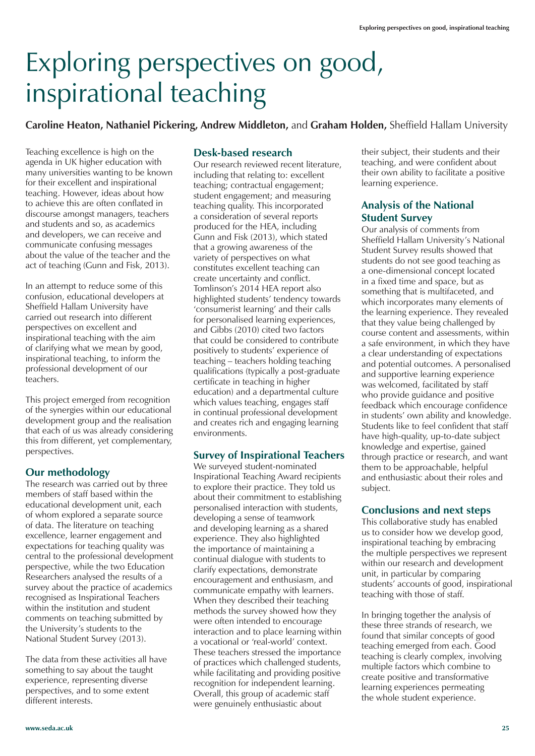# Exploring perspectives on good, inspirational teaching

**Caroline Heaton, Nathaniel Pickering, Andrew Middleton,** and **Graham Holden,** Sheffield Hallam University

Teaching excellence is high on the agenda in UK higher education with many universities wanting to be known for their excellent and inspirational teaching. However, ideas about how to achieve this are often conflated in discourse amongst managers, teachers and students and so, as academics and developers, we can receive and communicate confusing messages about the value of the teacher and the act of teaching (Gunn and Fisk, 2013).

In an attempt to reduce some of this confusion, educational developers at Sheffield Hallam University have carried out research into different perspectives on excellent and inspirational teaching with the aim of clarifying what we mean by good, inspirational teaching, to inform the professional development of our teachers.

This project emerged from recognition of the synergies within our educational development group and the realisation that each of us was already considering this from different, yet complementary, perspectives.

## Our methodology

The research was carried out by three members of staff based within the educational development unit, each of whom explored a separate source of data. The literature on teaching excellence, learner engagement and expectations for teaching quality was central to the professional development perspective, while the two Education Researchers analysed the results of a survey about the practice of academics recognised as Inspirational Teachers within the institution and student comments on teaching submitted by the University's students to the National Student Survey (2013).

The data from these activities all have something to say about the taught experience, representing diverse perspectives, and to some extent different interests.

## Desk-based research

Our research reviewed recent literature, including that relating to: excellent teaching; contractual engagement; student engagement; and measuring teaching quality. This incorporated a consideration of several reports produced for the HEA, including Gunn and Fisk (2013), which stated that a growing awareness of the variety of perspectives on what constitutes excellent teaching can create uncertainty and conflict. Tomlinson's 2014 HEA report also highlighted students' tendency towards 'consumerist learning' and their calls for personalised learning experiences, and Gibbs (2010) cited two factors that could be considered to contribute positively to students' experience of teaching – teachers holding teaching qualifications (typically a post-graduate certificate in teaching in higher education) and a departmental culture which values teaching, engages staff in continual professional development and creates rich and engaging learning environments.

## Survey of Inspirational Teachers

We surveyed student-nominated Inspirational Teaching Award recipients to explore their practice. They told us about their commitment to establishing personalised interaction with students, developing a sense of teamwork and developing learning as a shared experience. They also highlighted the importance of maintaining a continual dialogue with students to clarify expectations, demonstrate encouragement and enthusiasm, and communicate empathy with learners. When they described their teaching methods the survey showed how they were often intended to encourage interaction and to place learning within a vocational or 'real-world' context. These teachers stressed the importance of practices which challenged students, while facilitating and providing positive recognition for independent learning. Overall, this group of academic staff were genuinely enthusiastic about their subject, their students and their teaching, and were confident about their own ability to facilitate a positive learning experience.

## Analysis of the National Student Survey

Our analysis of comments from Sheffield Hallam University's National Student Survey results showed that students do not see good teaching as a one-dimensional concept located in a fixed time and space, but as something that is multifaceted, and which incorporates many elements of the learning experience. They revealed that they value being challenged by course content and assessments, within a safe environment, in which they have a clear understanding of expectations and potential outcomes. A personalised and supportive learning experience was welcomed, facilitated by staff who provide guidance and positive feedback which encourage confidence in students' own ability and knowledge. Students like to feel confident that staff have high-quality, up-to-date subject knowledge and expertise, gained through practice or research, and want them to be approachable, helpful and enthusiastic about their roles and subject.

## Conclusions and next steps

This collaborative study has enabled us to consider how we develop good, inspirational teaching by embracing the multiple perspectives we represent within our research and development unit, in particular by comparing students' accounts of good, inspirational teaching with those of staff.

In bringing together the analysis of these three strands of research, we found that similar concepts of good teaching emerged from each. Good teaching is clearly complex, involving multiple factors which combine to create positive and transformative learning experiences permeating the whole student experience.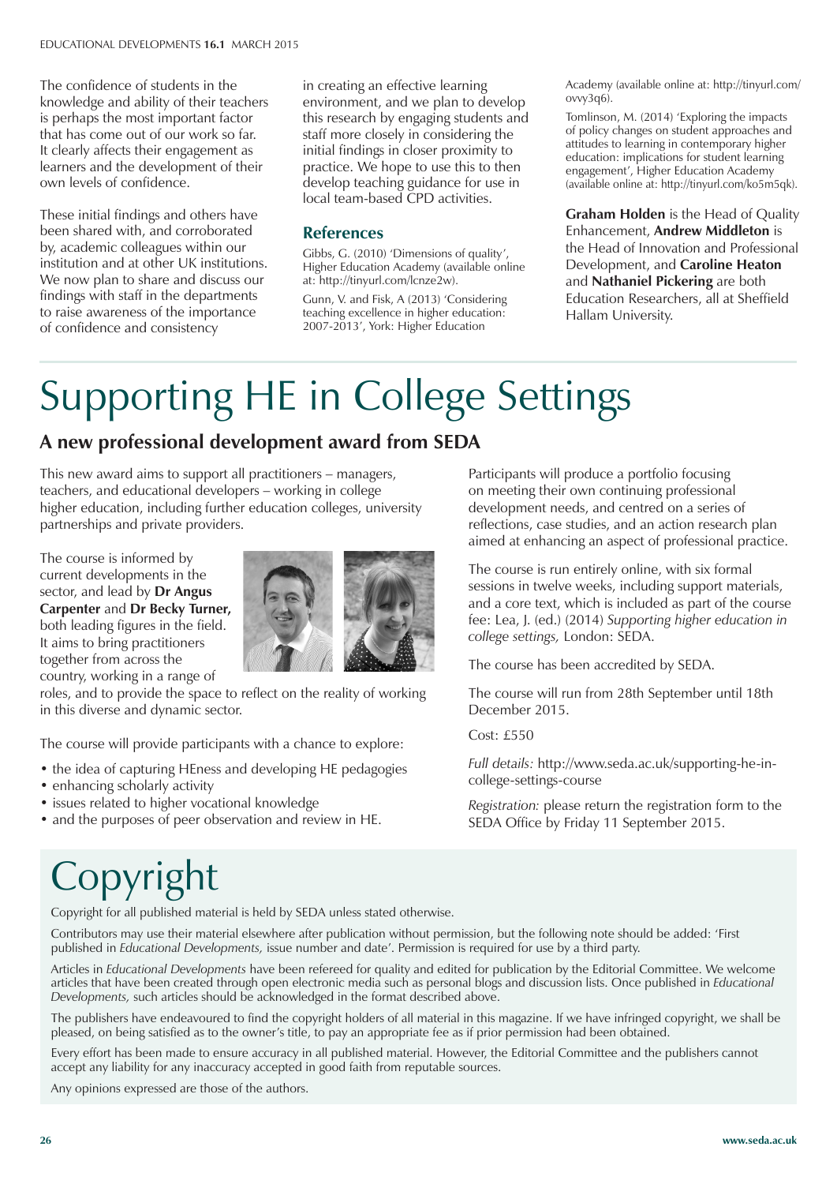The confidence of students in the knowledge and ability of their teachers is perhaps the most important factor that has come out of our work so far. It clearly affects their engagement as learners and the development of their own levels of confidence.

These initial findings and others have been shared with, and corroborated by, academic colleagues within our institution and at other UK institutions. We now plan to share and discuss our findings with staff in the departments to raise awareness of the importance of confidence and consistency in creating an effective learning environment, and we plan to develop this research by engaging students and staff more closely in considering the initial findings in closer proximity to practice. We hope to use this to then develop teaching guidance for use in local team-based CPD activities.

## References

Gibbs, G. (2010) 'Dimensions of quality', Higher Education Academy (available online at: http://tinyurl.com/lcnze2w).

Gunn, V. and Fisk, A (2013) 'Considering teaching excellence in higher education: 2007-2013', York: Higher Education Academy (available online at: http://tinyurl.com/ovvy3q6).

Tomlinson, M. (2014) 'Exploring the impacts of policy changes on student approaches and attitudes to learning in contemporary higher education: implications for student learning engagement', Higher Education Academy (available online at: http://tinyurl.com/ko5m5qk).

**Graham Holden** is the Head of Quality Enhancement, **Andrew Middleton** is the Head of Innovation and Professional Development, and **Caroline Heaton** and **Nathaniel Pickering** are both Education Researchers, all at Sheffield Hallam University.

# Supporting HE in College Settings

## A new professional development award from SEDA

This new award aims to support all practitioners – managers, teachers, and educational developers – working in college higher education, including further education colleges, university partnerships and private providers.

The course is informed by current developments in the sector, and lead by **Dr Angus Carpenter** and **Dr Becky Turner,** both leading figures in the field. It aims to bring practitioners together from across the country, working in a range of roles, and to provide the space to reflect on the reality of working in this diverse and dynamic sector.

The course will provide participants with a chance to explore:

- the idea of capturing HEness and developing HE pedagogies
- enhancing scholarly activity
- issues related to higher vocational knowledge
- and the purposes of peer observation and review in HE.

Participants will produce a portfolio focusing on meeting their own continuing professional development needs, and centred on a series of reflections, case studies, and an action research plan aimed at enhancing an aspect of professional practice.

The course is run entirely online, with six formal sessions in twelve weeks, including support materials, and a core text, which is included as part of the course fee: Lea, J. (ed.) (2014) *Supporting higher education in college settings,* London: SEDA.

The course has been accredited by SEDA.

The course will run from 28th September until 18th December 2015.

Cost: £550

*Full details:* http://www.seda.ac.uk/supporting-he-in-college-settings-course

*Registration:* please return the registration form to the SEDA Office by Friday 11 September 2015.

# Copyright

Copyright for all published material is held by SEDA unless stated otherwise.

Contributors may use their material elsewhere after publication without permission, but the following note should be added: 'First published in *Educational Developments,* issue number and date'. Permission is required for use by a third party.

Articles in *Educational Developments* have been refereed for quality and edited for publication by the Editorial Committee. We welcome articles that have been created through open electronic media such as personal blogs and discussion lists. Once published in *Educational Developments,* such articles should be acknowledged in the format described above.

The publishers have endeavoured to find the copyright holders of all material in this magazine. If we have infringed copyright, we shall be pleased, on being satisfied as to the owner's title, to pay an appropriate fee as if prior permission had been obtained.

Every effort has been made to ensure accuracy in all published material. However, the Editorial Committee and the publishers cannot accept any liability for any inaccuracy accepted in good faith from reputable sources.

Any opinions expressed are those of the authors.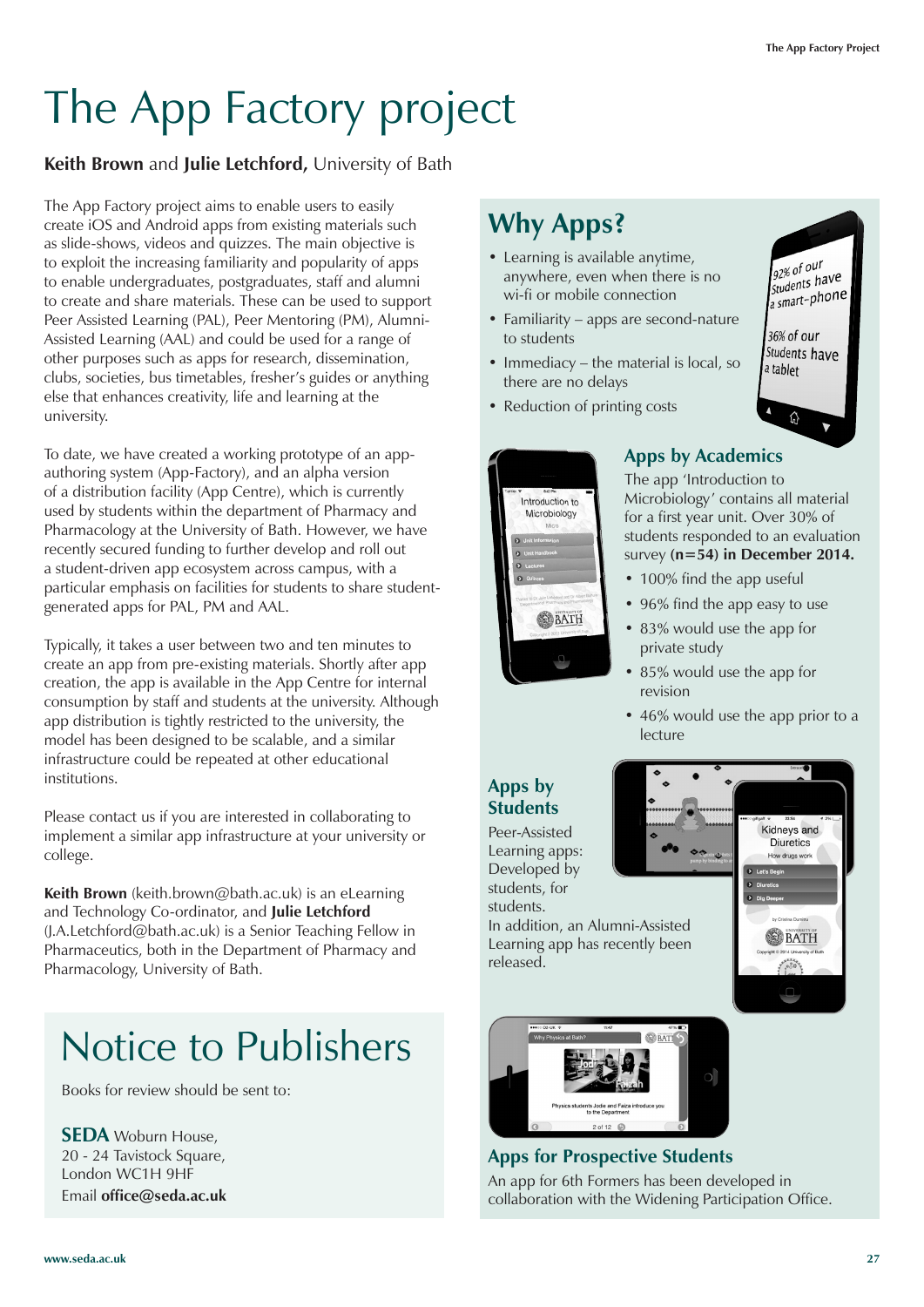# The App Factory project

**Keith Brown** and **Julie Letchford,** University of Bath

The App Factory project aims to enable users to easily create iOS and Android apps from existing materials such as slide-shows, videos and quizzes. The main objective is to exploit the increasing familiarity and popularity of apps to enable undergraduates, postgraduates, staff and alumni to create and share materials. These can be used to support Peer Assisted Learning (PAL), Peer Mentoring (PM), Alumni-Assisted Learning (AAL) and could be used for a range of other purposes such as apps for research, dissemination, clubs, societies, bus timetables, fresher's guides or anything else that enhances creativity, life and learning at the university.

To date, we have created a working prototype of an app-authoring system (App-Factory), and an alpha version of a distribution facility (App Centre), which is currently used by students within the department of Pharmacy and Pharmacology at the University of Bath. However, we have recently secured funding to further develop and roll out a student-driven app ecosystem across campus, with a particular emphasis on facilities for students to share student-generated apps for PAL, PM and AAL.

Typically, it takes a user between two and ten minutes to create an app from pre-existing materials. Shortly after app creation, the app is available in the App Centre for internal consumption by staff and students at the university. Although app distribution is tightly restricted to the university, the model has been designed to be scalable, and a similar infrastructure could be repeated at other educational institutions.

Please contact us if you are interested in collaborating to implement a similar app infrastructure at your university or college.

**Keith Brown** (keith.brown@bath.ac.uk) is an eLearning and Technology Co-ordinator, and **Julie Letchford** (J.A.Letchford@bath.ac.uk) is a Senior Teaching Fellow in Pharmaceutics, both in the Department of Pharmacy and Pharmacology, University of Bath.

## Why Apps?

- Learning is available anytime, anywhere, even when there is no wi-fi or mobile connection
- Familiarity – apps are second-nature to students
- Immediacy – the material is local, so there are no delays
- Reduction of printing costs

92% of our Students have a smart-phone

36% of our Students have a tablet

### Apps by Academics

The app 'Introduction to Microbiology' contains all material for a first year unit. Over 30% of students responded to an evaluation survey **(n=54) in December 2014.**

- 100% find the app useful
- 96% find the app easy to use
- 83% would use the app for private study
- 85% would use the app for revision
- 46% would use the app prior to a lecture

### Apps by Students

Peer-Assisted Learning apps: Developed by students, for students.

In addition, an Alumni-Assisted Learning app has recently been released.

### Apps for Prospective Students

An app for 6th Formers has been developed in collaboration with the Widening Participation Office.

# Notice to Publishers

Books for review should be sent to:

**SEDA** Woburn House,
20 - 24 Tavistock Square,
London WC1H 9HF
Email **office@seda.ac.uk**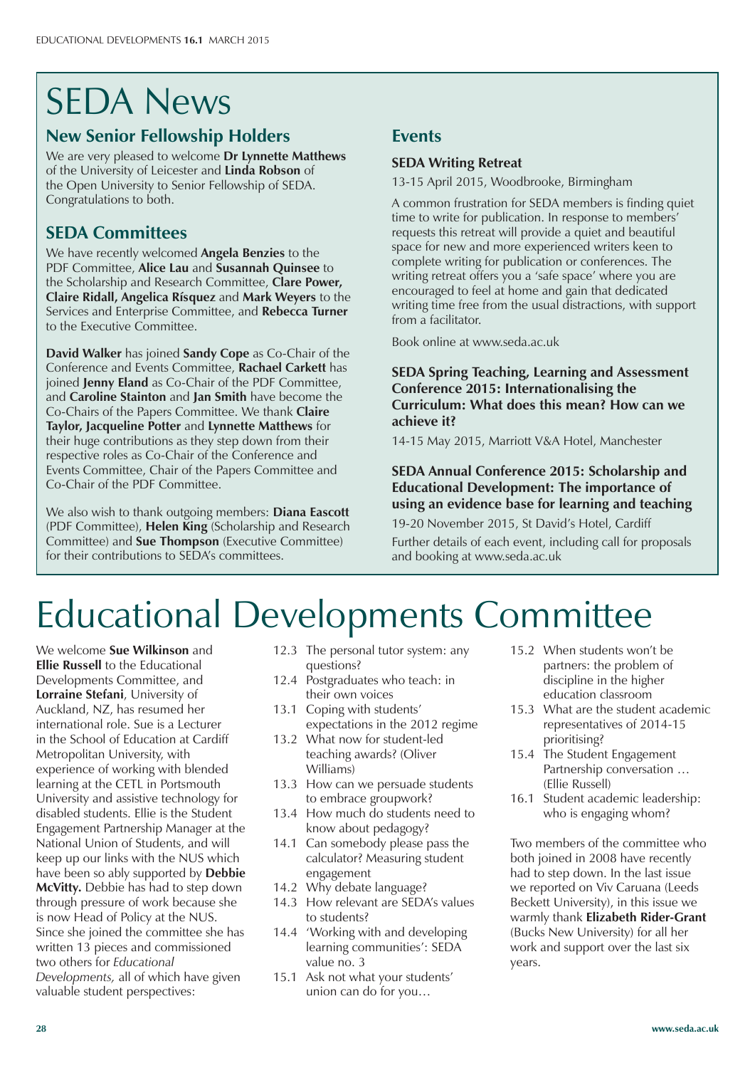# SEDA News

## New Senior Fellowship Holders

We are very pleased to welcome **Dr Lynnette Matthews** of the University of Leicester and **Linda Robson** of the Open University to Senior Fellowship of SEDA. Congratulations to both.

## SEDA Committees

We have recently welcomed **Angela Benzies** to the PDF Committee, **Alice Lau** and **Susannah Quinsee** to the Scholarship and Research Committee, **Clare Power, Claire Ridall, Angelica Rísquez** and **Mark Weyers** to the Services and Enterprise Committee, and **Rebecca Turner** to the Executive Committee.

**David Walker** has joined **Sandy Cope** as Co-Chair of the Conference and Events Committee, **Rachael Carkett** has joined **Jenny Eland** as Co-Chair of the PDF Committee, and **Caroline Stainton** and **Jan Smith** have become the Co-Chairs of the Papers Committee. We thank **Claire Taylor, Jacqueline Potter** and **Lynnette Matthews** for their huge contributions as they step down from their respective roles as Co-Chair of the Conference and Events Committee, Chair of the Papers Committee and Co-Chair of the PDF Committee.

We also wish to thank outgoing members: **Diana Eascott** (PDF Committee), **Helen King** (Scholarship and Research Committee) and **Sue Thompson** (Executive Committee) for their contributions to SEDA's committees.

## Events

### SEDA Writing Retreat

13-15 April 2015, Woodbrooke, Birmingham

A common frustration for SEDA members is finding quiet time to write for publication. In response to members' requests this retreat will provide a quiet and beautiful space for new and more experienced writers keen to complete writing for publication or conferences. The writing retreat offers you a 'safe space' where you are encouraged to feel at home and gain that dedicated writing time free from the usual distractions, with support from a facilitator.

Book online at www.seda.ac.uk

### SEDA Spring Teaching, Learning and Assessment Conference 2015: Internationalising the Curriculum: What does this mean? How can we achieve it?

14-15 May 2015, Marriott V&A Hotel, Manchester

### SEDA Annual Conference 2015: Scholarship and Educational Development: The importance of using an evidence base for learning and teaching

19-20 November 2015, St David's Hotel, Cardiff

Further details of each event, including call for proposals and booking at www.seda.ac.uk

# Educational Developments Committee

We welcome **Sue Wilkinson** and **Ellie Russell** to the Educational Developments Committee, and **Lorraine Stefani**, University of Auckland, NZ, has resumed her international role. Sue is a Lecturer in the School of Education at Cardiff Metropolitan University, with experience of working with blended learning at the CETL in Portsmouth University and assistive technology for disabled students. Ellie is the Student Engagement Partnership Manager at the National Union of Students, and will keep up our links with the NUS which have been so ably supported by **Debbie McVitty.** Debbie has had to step down through pressure of work because she is now Head of Policy at the NUS. Since she joined the committee she has written 13 pieces and commissioned two others for *Educational Developments,* all of which have given valuable student perspectives:

- 12.3 The personal tutor system: any questions?
- 12.4 Postgraduates who teach: in their own voices
- 13.1 Coping with students' expectations in the 2012 regime
- 13.2 What now for student-led teaching awards? (Oliver Williams)
- 13.3 How can we persuade students to embrace groupwork?
- 13.4 How much do students need to know about pedagogy?
- 14.1 Can somebody please pass the calculator? Measuring student engagement
- 14.2 Why debate language?
- 14.3 How relevant are SEDA's values to students?
- 14.4 'Working with and developing learning communities': SEDA value no. 3
- 15.1 Ask not what your students' union can do for you…
- 15.2 When students won't be partners: the problem of discipline in the higher education classroom
- 15.3 What are the student academic representatives of 2014-15 prioritising?
- 15.4 The Student Engagement Partnership conversation … (Ellie Russell)
- 16.1 Student academic leadership: who is engaging whom?

Two members of the committee who both joined in 2008 have recently had to step down. In the last issue we reported on Viv Caruana (Leeds Beckett University), in this issue we warmly thank **Elizabeth Rider-Grant** (Bucks New University) for all her work and support over the last six years.